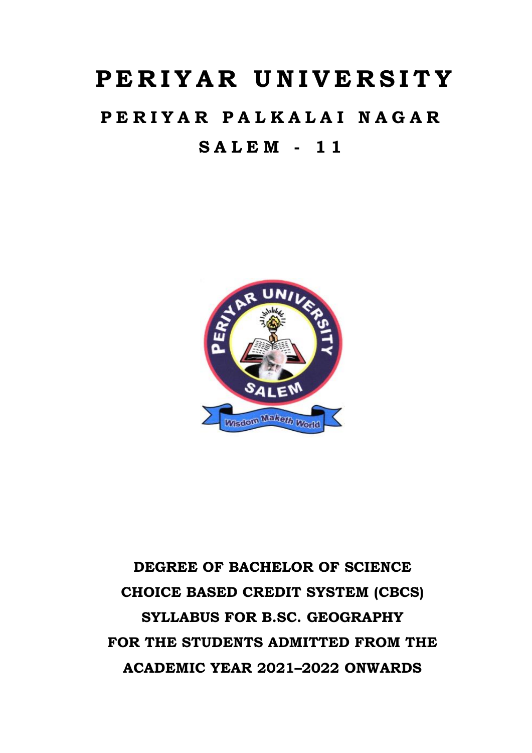# PERIYAR UNIVERSITY

## PERIYAR PALKALAI NAGAR

## SALEM - 11

**DEGREE OF BACHELOR OF SCIENCE**

**CHOICE BASED CREDIT SYSTEM (CBCS)**

**SYLLABUS FOR B.SC. GEOGRAPHY**

**FOR THE STUDENTS ADMITTED FROM THE ACADEMIC YEAR 2021–2022 ONWARDS**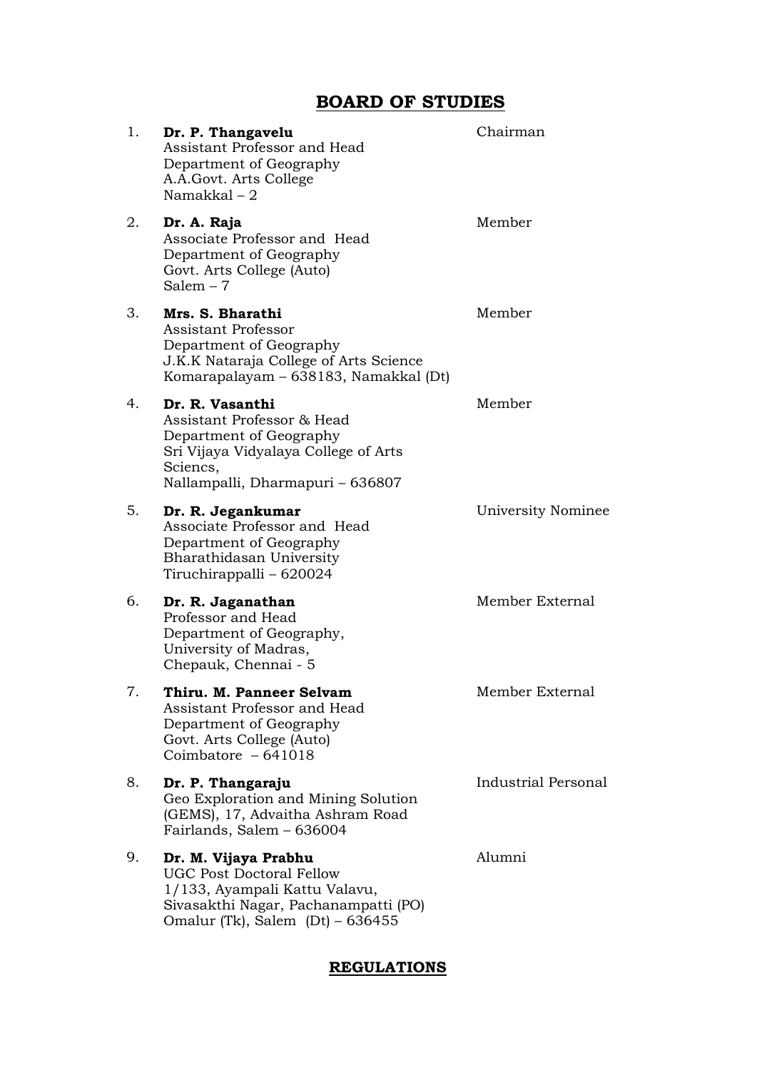## BOARD OF STUDIES

| No. | Name and Address | Designation |
|---|---|---|
| 1. | **Dr. P. Thangavelu**<br>Assistant Professor and Head<br>Department of Geography<br>A.A.Govt. Arts College<br>Namakkal – 2 | Chairman |
| 2. | **Dr. A. Raja**<br>Associate Professor and Head<br>Department of Geography<br>Govt. Arts College (Auto)<br>Salem – 7 | Member |
| 3. | **Mrs. S. Bharathi**<br>Assistant Professor<br>Department of Geography<br>J.K.K Nataraja College of Arts Science<br>Komarapalayam – 638183, Namakkal (Dt) | Member |
| 4. | **Dr. R. Vasanthi**<br>Assistant Professor & Head<br>Department of Geography<br>Sri Vijaya Vidyalaya College of Arts Sciencs,<br>Nallampalli, Dharmapuri – 636807 | Member |
| 5. | **Dr. R. Jegankumar**<br>Associate Professor and Head<br>Department of Geography<br>Bharathidasan University<br>Tiruchirappalli – 620024 | University Nominee |
| 6. | **Dr. R. Jaganathan**<br>Professor and Head<br>Department of Geography,<br>University of Madras,<br>Chepauk, Chennai - 5 | Member External |
| 7. | **Thiru. M. Panneer Selvam**<br>Assistant Professor and Head<br>Department of Geography<br>Govt. Arts College (Auto)<br>Coimbatore – 641018 | Member External |
| 8. | **Dr. P. Thangaraju**<br>Geo Exploration and Mining Solution (GEMS), 17, Advaitha Ashram Road<br>Fairlands, Salem – 636004 | Industrial Personal |
| 9. | **Dr. M. Vijaya Prabhu**<br>UGC Post Doctoral Fellow<br>1/133, Ayampali Kattu Valavu,<br>Sivasakthi Nagar, Pachanampatti (PO)<br>Omalur (Tk), Salem (Dt) – 636455 | Alumni |

## REGULATIONS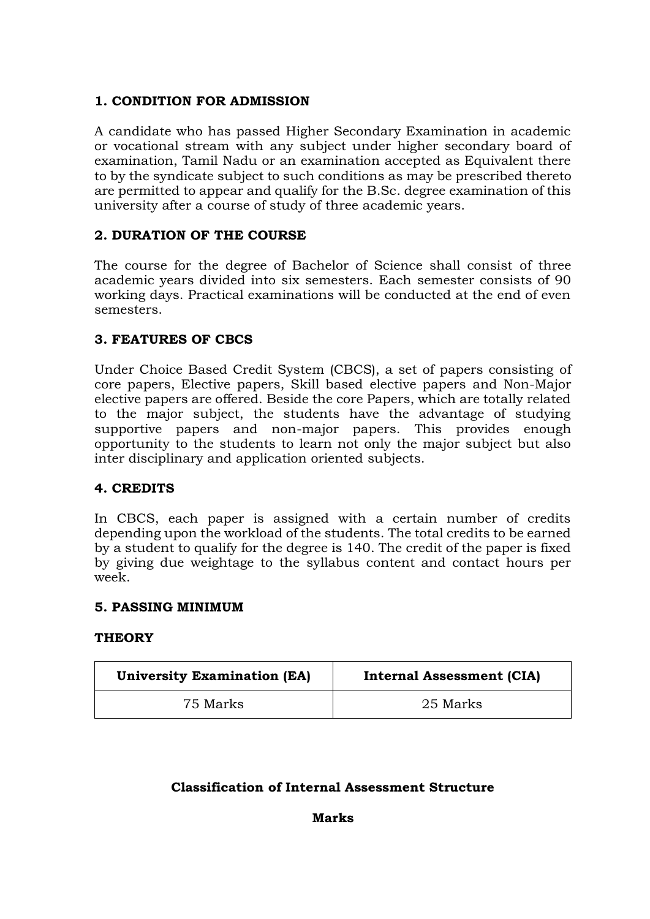## 1. CONDITION FOR ADMISSION

A candidate who has passed Higher Secondary Examination in academic or vocational stream with any subject under higher secondary board of examination, Tamil Nadu or an examination accepted as Equivalent there to by the syndicate subject to such conditions as may be prescribed thereto are permitted to appear and qualify for the B.Sc. degree examination of this university after a course of study of three academic years.

## 2. DURATION OF THE COURSE

The course for the degree of Bachelor of Science shall consist of three academic years divided into six semesters. Each semester consists of 90 working days. Practical examinations will be conducted at the end of even semesters.

## 3. FEATURES OF CBCS

Under Choice Based Credit System (CBCS), a set of papers consisting of core papers, Elective papers, Skill based elective papers and Non-Major elective papers are offered. Beside the core Papers, which are totally related to the major subject, the students have the advantage of studying supportive papers and non-major papers. This provides enough opportunity to the students to learn not only the major subject but also inter disciplinary and application oriented subjects.

## 4. CREDITS

In CBCS, each paper is assigned with a certain number of credits depending upon the workload of the students. The total credits to be earned by a student to qualify for the degree is 140. The credit of the paper is fixed by giving due weightage to the syllabus content and contact hours per week.

## 5. PASSING MINIMUM

### THEORY

| University Examination (EA) | Internal Assessment (CIA) |
|---|---|
| 75 Marks | 25 Marks |

**Classification of Internal Assessment Structure**

**Marks**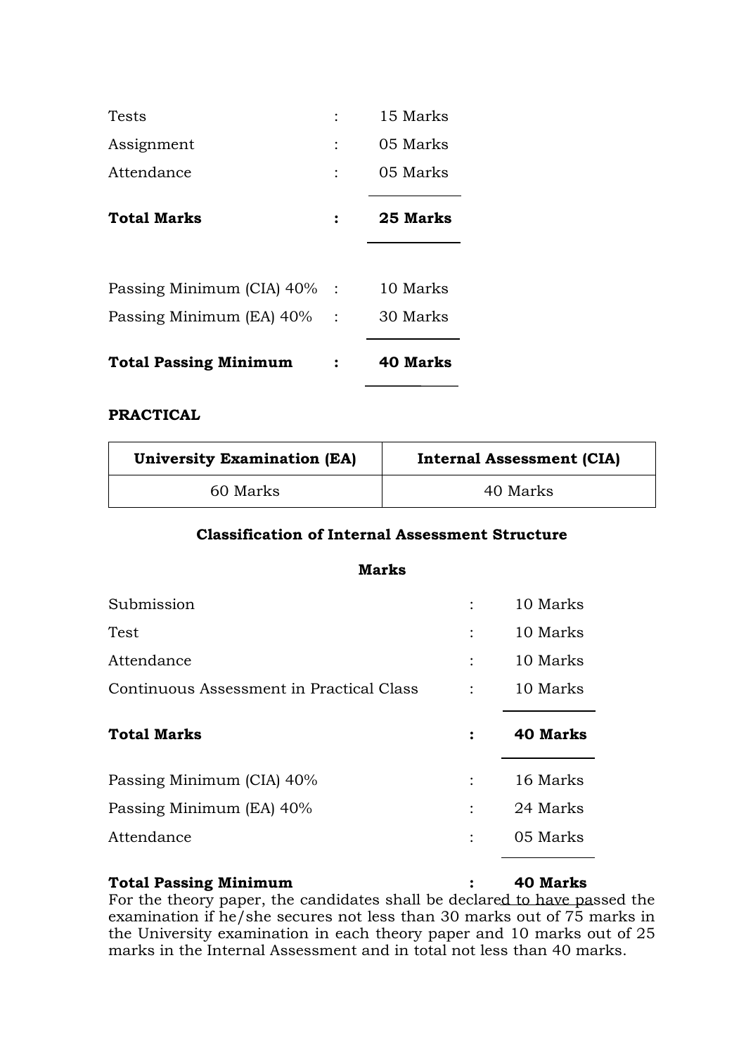| | | |
|---|---|---|
| Tests | : | 15 Marks |
| Assignment | : | 05 Marks |
| Attendance | : | 05 Marks |
| **Total Marks** | **:** | **25 Marks** |

| | | |
|---|---|---|
| Passing Minimum (CIA) 40% | : | 10 Marks |
| Passing Minimum (EA) 40% | : | 30 Marks |
| **Total Passing Minimum** | **:** | **40 Marks** |

**PRACTICAL**

| University Examination (EA) | Internal Assessment (CIA) |
|---|---|
| 60 Marks | 40 Marks |

**Classification of Internal Assessment Structure**

**Marks**

| | | |
|---|---|---|
| Submission | : | 10 Marks |
| Test | : | 10 Marks |
| Attendance | : | 10 Marks |
| Continuous Assessment in Practical Class | : | 10 Marks |
| **Total Marks** | **:** | **40 Marks** |

| | | |
|---|---|---|
| Passing Minimum (CIA) 40% | : | 16 Marks |
| Passing Minimum (EA) 40% | : | 24 Marks |
| Attendance | : | 05 Marks |
| **Total Passing Minimum** | **:** | **40 Marks** |

For the theory paper, the candidates shall be declared to have passed the examination if he/she secures not less than 30 marks out of 75 marks in the University examination in each theory paper and 10 marks out of 25 marks in the Internal Assessment and in total not less than 40 marks.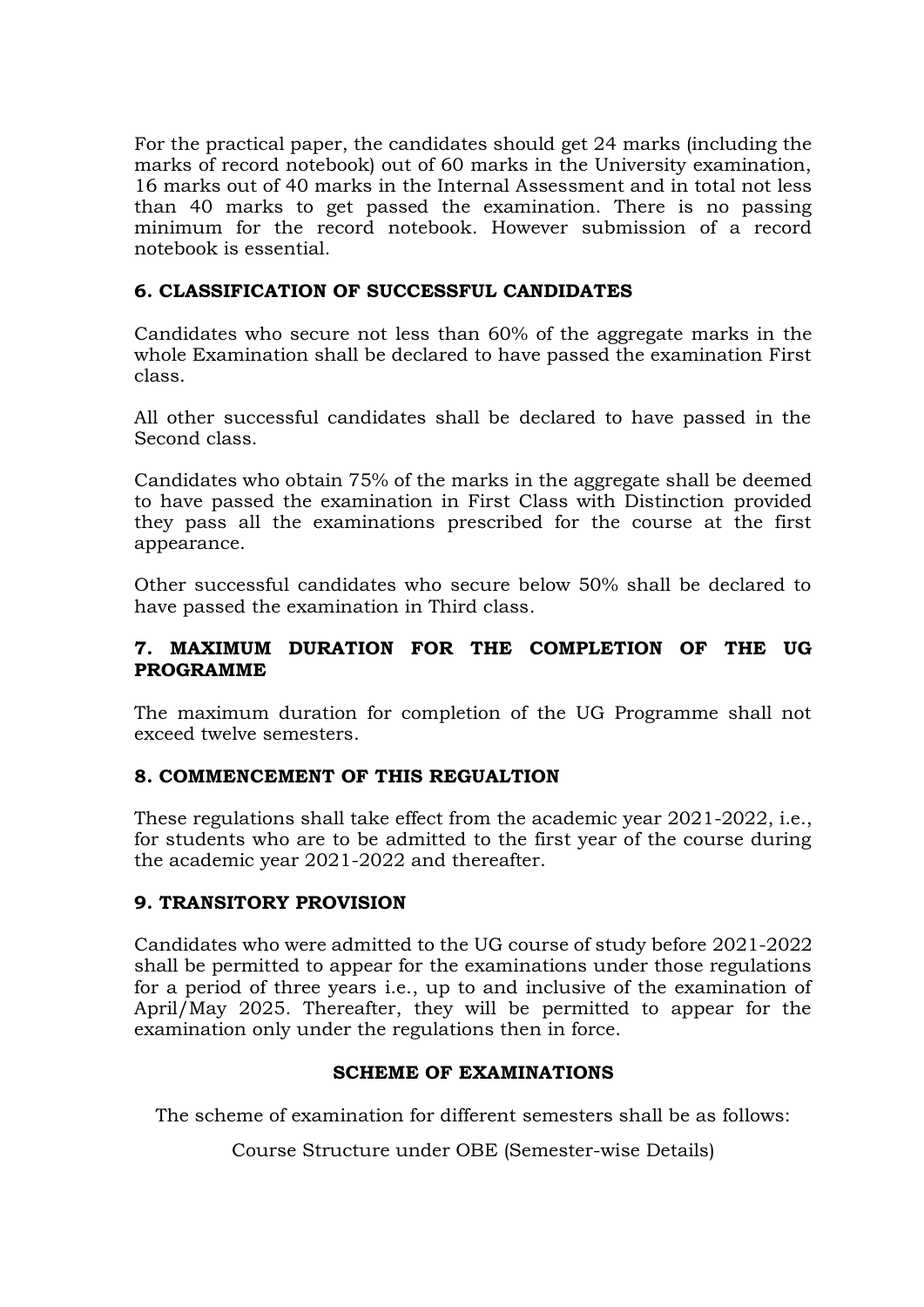For the practical paper, the candidates should get 24 marks (including the marks of record notebook) out of 60 marks in the University examination, 16 marks out of 40 marks in the Internal Assessment and in total not less than 40 marks to get passed the examination. There is no passing minimum for the record notebook. However submission of a record notebook is essential.

### 6. CLASSIFICATION OF SUCCESSFUL CANDIDATES

Candidates who secure not less than 60% of the aggregate marks in the whole Examination shall be declared to have passed the examination First class.

All other successful candidates shall be declared to have passed in the Second class.

Candidates who obtain 75% of the marks in the aggregate shall be deemed to have passed the examination in First Class with Distinction provided they pass all the examinations prescribed for the course at the first appearance.

Other successful candidates who secure below 50% shall be declared to have passed the examination in Third class.

### 7. MAXIMUM DURATION FOR THE COMPLETION OF THE UG PROGRAMME

The maximum duration for completion of the UG Programme shall not exceed twelve semesters.

### 8. COMMENCEMENT OF THIS REGUALTION

These regulations shall take effect from the academic year 2021-2022, i.e., for students who are to be admitted to the first year of the course during the academic year 2021-2022 and thereafter.

### 9. TRANSITORY PROVISION

Candidates who were admitted to the UG course of study before 2021-2022 shall be permitted to appear for the examinations under those regulations for a period of three years i.e., up to and inclusive of the examination of April/May 2025. Thereafter, they will be permitted to appear for the examination only under the regulations then in force.

**SCHEME OF EXAMINATIONS**

The scheme of examination for different semesters shall be as follows:

Course Structure under OBE (Semester-wise Details)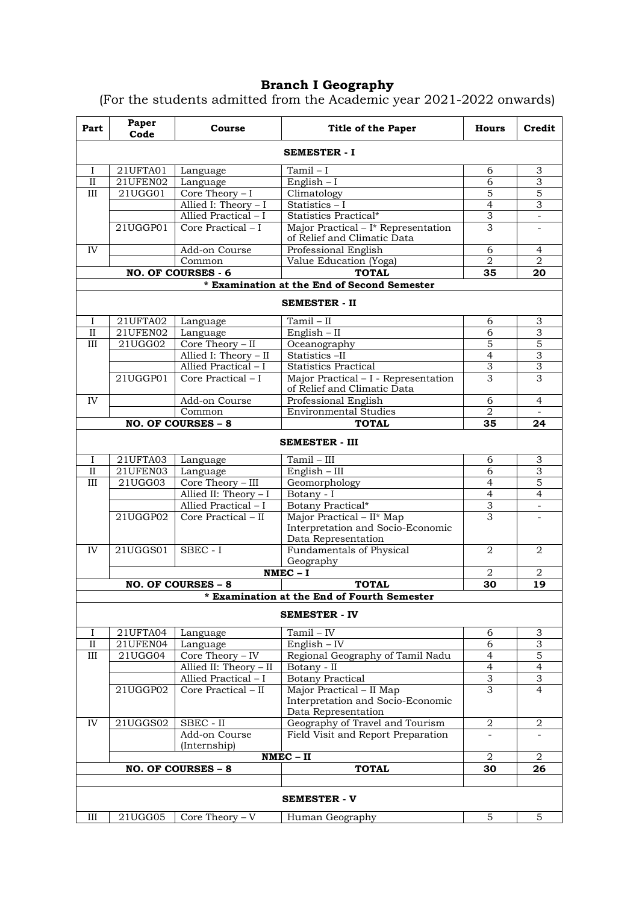# Branch I Geography

(For the students admitted from the Academic year 2021-2022 onwards)

| Part | Paper Code | Course | Title of the Paper | Hours | Credit |
|---|---|---|---|---|---|
| **SEMESTER - I** | | | | | |
| I | 21UFTA01 | Language | Tamil – I | 6 | 3 |
| II | 21UFEN02 | Language | English – I | 6 | 3 |
| III | 21UGG01 | Core Theory – I | Climatology | 5 | 5 |
| | | Allied I: Theory – I | Statistics – I | 4 | 3 |
| | | Allied Practical – I | Statistics Practical* | 3 | - |
| | 21UGGP01 | Core Practical – I | Major Practical – I* Representation of Relief and Climatic Data | 3 | - |
| IV | | Add-on Course | Professional English | 6 | 4 |
| | | Common | Value Education (Yoga) | 2 | 2 |
| **NO. OF COURSES - 6** | | | **TOTAL** | **35** | **20** |
| **\* Examination at the End of Second Semester** | | | | | |
| **SEMESTER - II** | | | | | |
| I | 21UFTA02 | Language | Tamil – II | 6 | 3 |
| II | 21UFEN02 | Language | English – II | 6 | 3 |
| III | 21UGG02 | Core Theory – II | Oceanography | 5 | 5 |
| | | Allied I: Theory – II | Statistics –II | 4 | 3 |
| | | Allied Practical – I | Statistics Practical | 3 | 3 |
| | 21UGGP01 | Core Practical – I | Major Practical – I - Representation of Relief and Climatic Data | 3 | 3 |
| IV | | Add-on Course | Professional English | 6 | 4 |
| | | Common | Environmental Studies | 2 | - |
| **NO. OF COURSES – 8** | | | **TOTAL** | **35** | **24** |
| **SEMESTER - III** | | | | | |
| I | 21UFTA03 | Language | Tamil – III | 6 | 3 |
| II | 21UFEN03 | Language | English – III | 6 | 3 |
| III | 21UGG03 | Core Theory – III | Geomorphology | 4 | 5 |
| | | Allied II: Theory – I | Botany - I | 4 | 4 |
| | | Allied Practical – I | Botany Practical* | 3 | - |
| | 21UGGP02 | Core Practical – II | Major Practical – II* Map Interpretation and Socio-Economic Data Representation | 3 | - |
| IV | 21UGGS01 | SBEC - I | Fundamentals of Physical Geography | 2 | 2 |
| | | | **NMEC – I** | 2 | 2 |
| **NO. OF COURSES – 8** | | | **TOTAL** | **30** | **19** |
| **\* Examination at the End of Fourth Semester** | | | | | |
| **SEMESTER - IV** | | | | | |
| I | 21UFTA04 | Language | Tamil – IV | 6 | 3 |
| II | 21UFEN04 | Language | English – IV | 6 | 3 |
| III | 21UGG04 | Core Theory – IV | Regional Geography of Tamil Nadu | 4 | 5 |
| | | Allied II: Theory – II | Botany - II | 4 | 4 |
| | | Allied Practical – I | Botany Practical | 3 | 3 |
| | 21UGGP02 | Core Practical – II | Major Practical – II Map Interpretation and Socio-Economic Data Representation | 3 | 4 |
| IV | 21UGGS02 | SBEC - II | Geography of Travel and Tourism | 2 | 2 |
| | | Add-on Course (Internship) | Field Visit and Report Preparation | - | - |
| | | | **NMEC – II** | 2 | 2 |
| **NO. OF COURSES – 8** | | | **TOTAL** | **30** | **26** |
| **SEMESTER - V** | | | | | |
| III | 21UGG05 | Core Theory – V | Human Geography | 5 | 5 |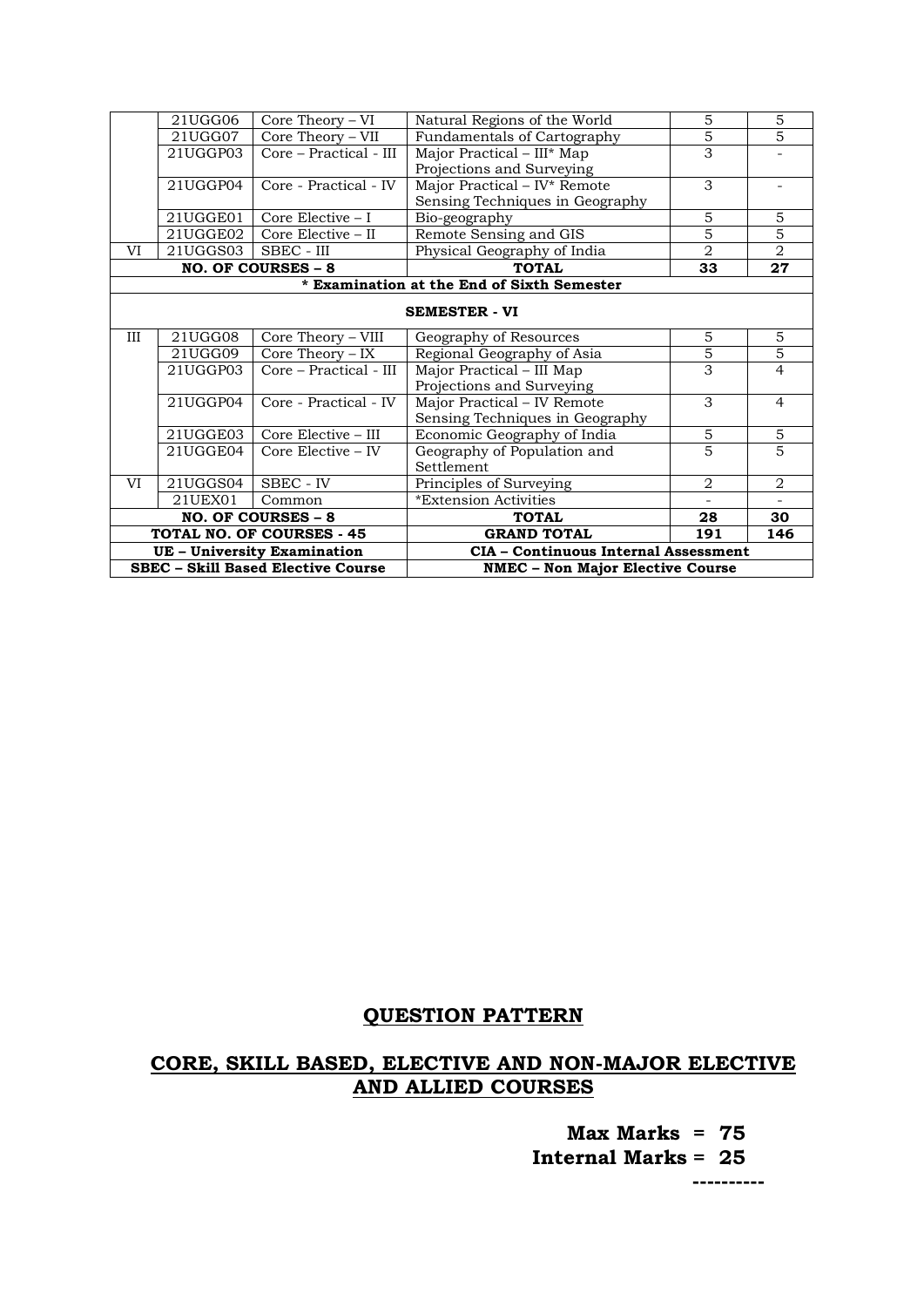|  | 21UGG06 | Core Theory – VI | Natural Regions of the World | 5 | 5 |
|---|---|---|---|---|---|
|  | 21UGG07 | Core Theory – VII | Fundamentals of Cartography | 5 | 5 |
|  | 21UGGP03 | Core – Practical - III | Major Practical – III* Map Projections and Surveying | 3 | - |
|  | 21UGGP04 | Core - Practical - IV | Major Practical – IV* Remote Sensing Techniques in Geography | 3 | - |
|  | 21UGGE01 | Core Elective – I | Bio-geography | 5 | 5 |
|  | 21UGGE02 | Core Elective – II | Remote Sensing and GIS | 5 | 5 |
| VI | 21UGGS03 | SBEC - III | Physical Geography of India | 2 | 2 |
| **NO. OF COURSES – 8** | | | **TOTAL** | **33** | **27** |
| **\* Examination at the End of Sixth Semester** | | | | | |
| **SEMESTER - VI** | | | | | |
| III | 21UGG08 | Core Theory – VIII | Geography of Resources | 5 | 5 |
|  | 21UGG09 | Core Theory – IX | Regional Geography of Asia | 5 | 5 |
|  | 21UGGP03 | Core – Practical - III | Major Practical – III Map Projections and Surveying | 3 | 4 |
|  | 21UGGP04 | Core - Practical - IV | Major Practical – IV Remote Sensing Techniques in Geography | 3 | 4 |
|  | 21UGGE03 | Core Elective – III | Economic Geography of India | 5 | 5 |
|  | 21UGGE04 | Core Elective – IV | Geography of Population and Settlement | 5 | 5 |
| VI | 21UGGS04 | SBEC - IV | Principles of Surveying | 2 | 2 |
|  | 21UEX01 | Common | *Extension Activities | - | - |
| **NO. OF COURSES – 8** | | | **TOTAL** | **28** | **30** |
| **TOTAL NO. OF COURSES - 45** | | | **GRAND TOTAL** | **191** | **146** |
| **UE – University Examination** | | | **CIA – Continuous Internal Assessment** | | |
| **SBEC – Skill Based Elective Course** | | | **NMEC – Non Major Elective Course** | | |

## QUESTION PATTERN

## CORE, SKILL BASED, ELECTIVE AND NON-MAJOR ELECTIVE AND ALLIED COURSES

**Max Marks = 75**

**Internal Marks = 25**

**----------**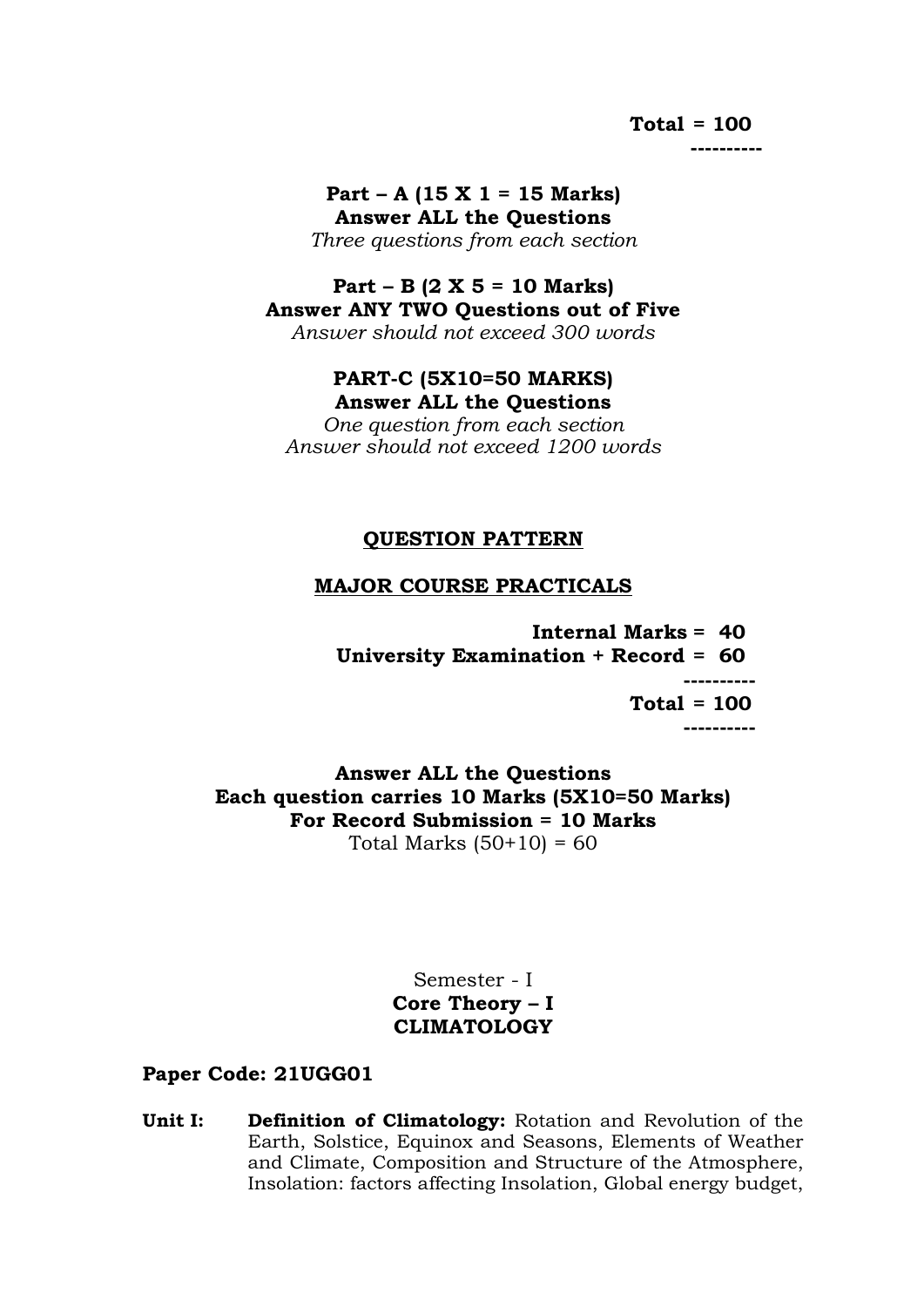**Total = 100**
**----------**

**Part – A (15 X 1 = 15 Marks)**
**Answer ALL the Questions**
*Three questions from each section*

**Part – B (2 X 5 = 10 Marks)**
**Answer ANY TWO Questions out of Five**
*Answer should not exceed 300 words*

**PART-C (5X10=50 MARKS)**
**Answer ALL the Questions**
*One question from each section*
*Answer should not exceed 1200 words*

## QUESTION PATTERN

## MAJOR COURSE PRACTICALS

**Internal Marks = 40**
**University Examination + Record = 60**
**----------**
**Total = 100**
**----------**

**Answer ALL the Questions**
**Each question carries 10 Marks (5X10=50 Marks)**
**For Record Submission = 10 Marks**
Total Marks (50+10) = 60

Semester - I
**Core Theory – I**
**CLIMATOLOGY**

**Paper Code: 21UGG01**

**Unit I:** **Definition of Climatology:** Rotation and Revolution of the Earth, Solstice, Equinox and Seasons, Elements of Weather and Climate, Composition and Structure of the Atmosphere, Insolation: factors affecting Insolation, Global energy budget,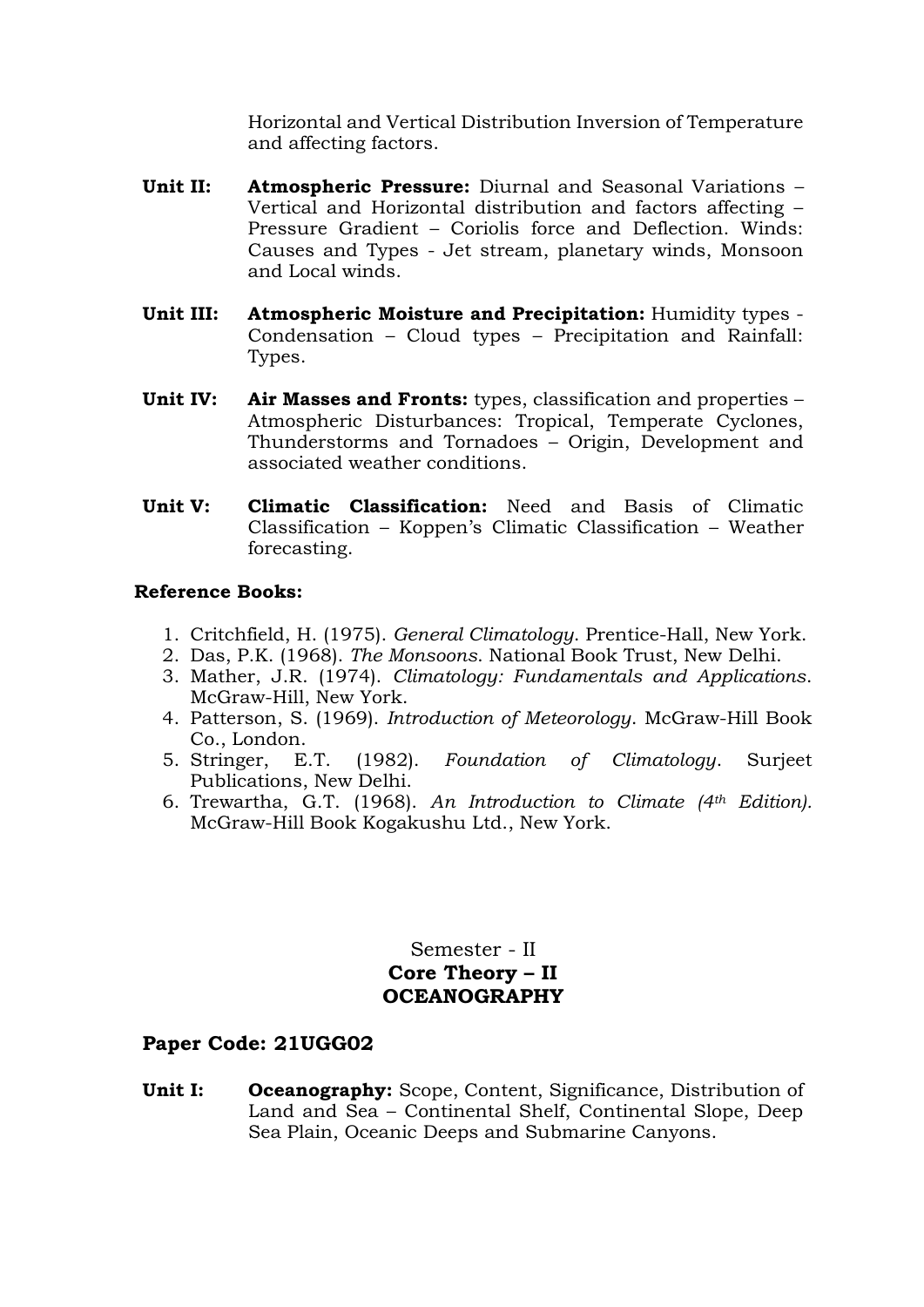Horizontal and Vertical Distribution Inversion of Temperature and affecting factors.

**Unit II:** **Atmospheric Pressure:** Diurnal and Seasonal Variations – Vertical and Horizontal distribution and factors affecting – Pressure Gradient – Coriolis force and Deflection. Winds: Causes and Types - Jet stream, planetary winds, Monsoon and Local winds.

**Unit III:** **Atmospheric Moisture and Precipitation:** Humidity types - Condensation – Cloud types – Precipitation and Rainfall: Types.

**Unit IV:** **Air Masses and Fronts:** types, classification and properties – Atmospheric Disturbances: Tropical, Temperate Cyclones, Thunderstorms and Tornadoes – Origin, Development and associated weather conditions.

**Unit V:** **Climatic Classification:** Need and Basis of Climatic Classification – Koppen's Climatic Classification – Weather forecasting.

**Reference Books:**

1. Critchfield, H. (1975). *General Climatology*. Prentice-Hall, New York.
2. Das, P.K. (1968). *The Monsoons*. National Book Trust, New Delhi.
3. Mather, J.R. (1974). *Climatology: Fundamentals and Applications*. McGraw-Hill, New York.
4. Patterson, S. (1969). *Introduction of Meteorology*. McGraw-Hill Book Co., London.
5. Stringer, E.T. (1982). *Foundation of Climatology*. Surjeet Publications, New Delhi.
6. Trewartha, G.T. (1968). *An Introduction to Climate (4th Edition).* McGraw-Hill Book Kogakushu Ltd., New York.

Semester - II

**Core Theory – II**

**OCEANOGRAPHY**

**Paper Code: 21UGG02**

**Unit I:** **Oceanography:** Scope, Content, Significance, Distribution of Land and Sea – Continental Shelf, Continental Slope, Deep Sea Plain, Oceanic Deeps and Submarine Canyons.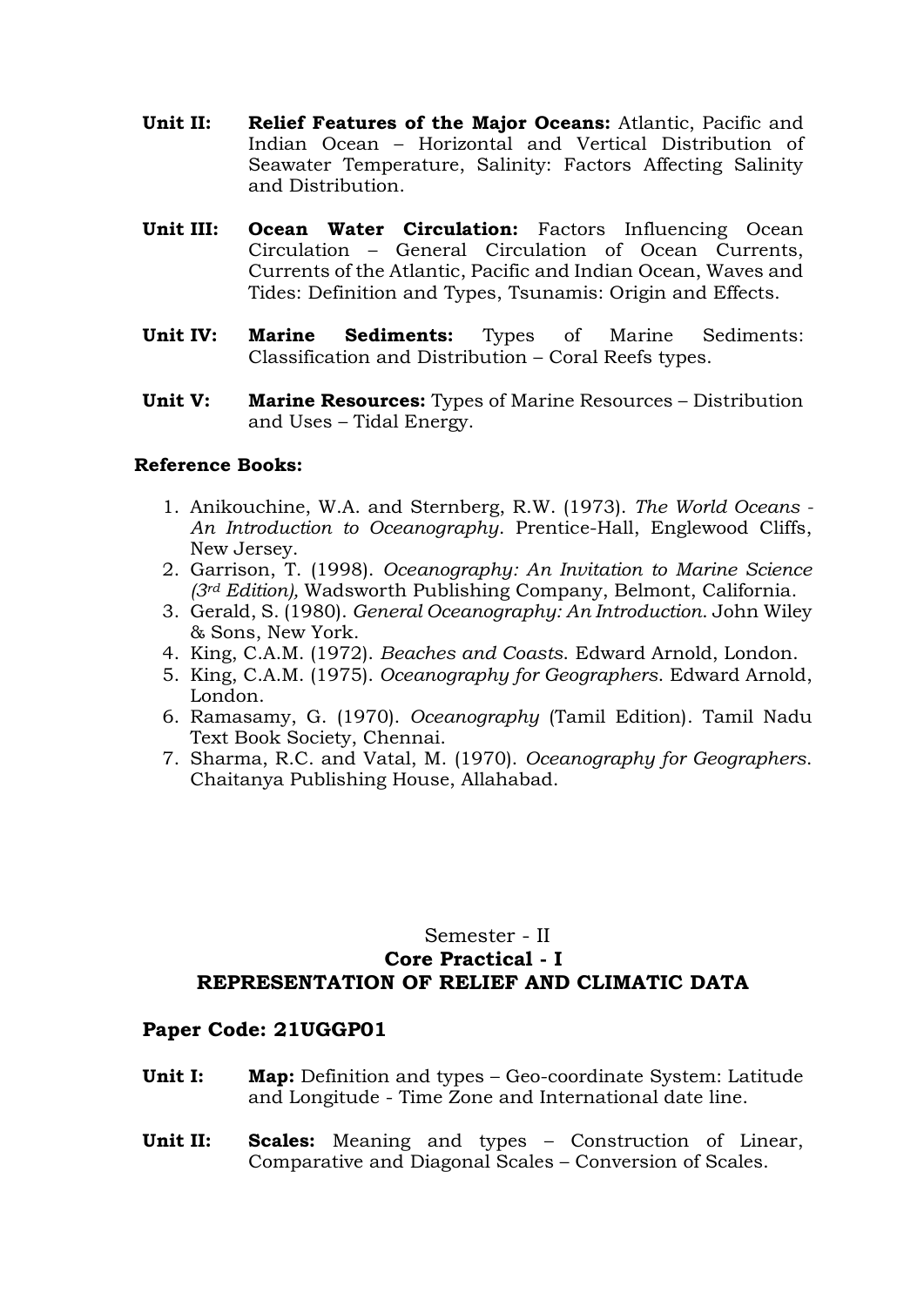**Unit II:** **Relief Features of the Major Oceans:** Atlantic, Pacific and Indian Ocean – Horizontal and Vertical Distribution of Seawater Temperature, Salinity: Factors Affecting Salinity and Distribution.

**Unit III:** **Ocean Water Circulation:** Factors Influencing Ocean Circulation – General Circulation of Ocean Currents, Currents of the Atlantic, Pacific and Indian Ocean, Waves and Tides: Definition and Types, Tsunamis: Origin and Effects.

**Unit IV:** **Marine Sediments:** Types of Marine Sediments: Classification and Distribution – Coral Reefs types.

**Unit V:** **Marine Resources:** Types of Marine Resources – Distribution and Uses – Tidal Energy.

**Reference Books:**

1. Anikouchine, W.A. and Sternberg, R.W. (1973). *The World Oceans - An Introduction to Oceanography*. Prentice-Hall, Englewood Cliffs, New Jersey.
2. Garrison, T. (1998). *Oceanography: An Invitation to Marine Science (3rd Edition),* Wadsworth Publishing Company, Belmont, California.
3. Gerald, S. (1980). *General Oceanography: An Introduction*. John Wiley & Sons, New York.
4. King, C.A.M. (1972). *Beaches and Coasts*. Edward Arnold, London.
5. King, C.A.M. (1975). *Oceanography for Geographers*. Edward Arnold, London.
6. Ramasamy, G. (1970). *Oceanography* (Tamil Edition). Tamil Nadu Text Book Society, Chennai.
7. Sharma, R.C. and Vatal, M. (1970). *Oceanography for Geographers*. Chaitanya Publishing House, Allahabad.

Semester - II

**Core Practical - I**

**REPRESENTATION OF RELIEF AND CLIMATIC DATA**

**Paper Code: 21UGGP01**

**Unit I:** **Map:** Definition and types – Geo-coordinate System: Latitude and Longitude - Time Zone and International date line.

**Unit II:** **Scales:** Meaning and types – Construction of Linear, Comparative and Diagonal Scales – Conversion of Scales.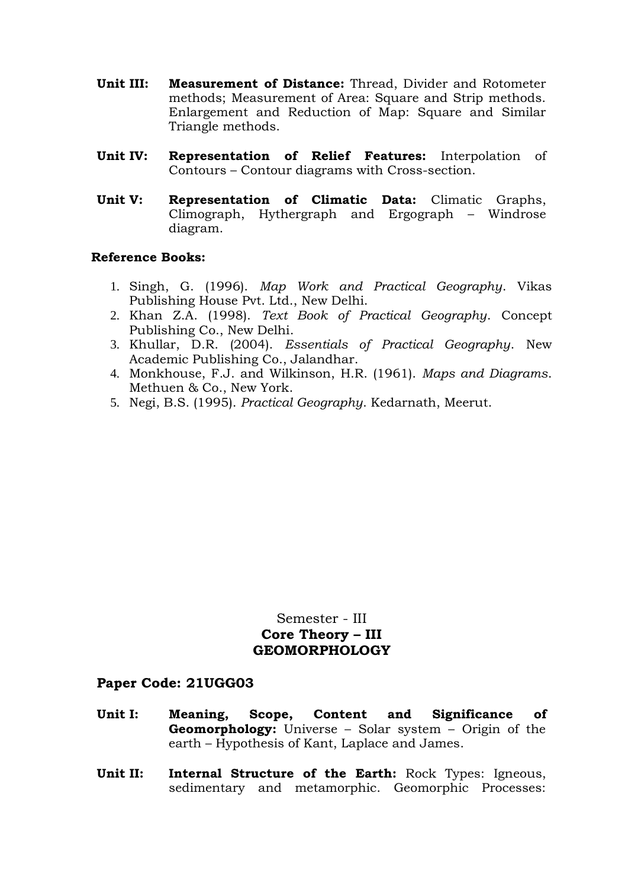**Unit III:** **Measurement of Distance:** Thread, Divider and Rotometer methods; Measurement of Area: Square and Strip methods. Enlargement and Reduction of Map: Square and Similar Triangle methods.

**Unit IV:** **Representation of Relief Features:** Interpolation of Contours – Contour diagrams with Cross-section.

**Unit V:** **Representation of Climatic Data:** Climatic Graphs, Climograph, Hythergraph and Ergograph – Windrose diagram.

**Reference Books:**

1. Singh, G. (1996). *Map Work and Practical Geography*. Vikas Publishing House Pvt. Ltd., New Delhi.
2. Khan Z.A. (1998). *Text Book of Practical Geography*. Concept Publishing Co., New Delhi.
3. Khullar, D.R. (2004). *Essentials of Practical Geography*. New Academic Publishing Co., Jalandhar.
4. Monkhouse, F.J. and Wilkinson, H.R. (1961). *Maps and Diagrams*. Methuen & Co., New York.
5. Negi, B.S. (1995). *Practical Geography*. Kedarnath, Meerut.

Semester - III

**Core Theory – III**

**GEOMORPHOLOGY**

**Paper Code: 21UGG03**

**Unit I:** **Meaning, Scope, Content and Significance of Geomorphology:** Universe – Solar system – Origin of the earth – Hypothesis of Kant, Laplace and James.

**Unit II:** **Internal Structure of the Earth:** Rock Types: Igneous, sedimentary and metamorphic. Geomorphic Processes: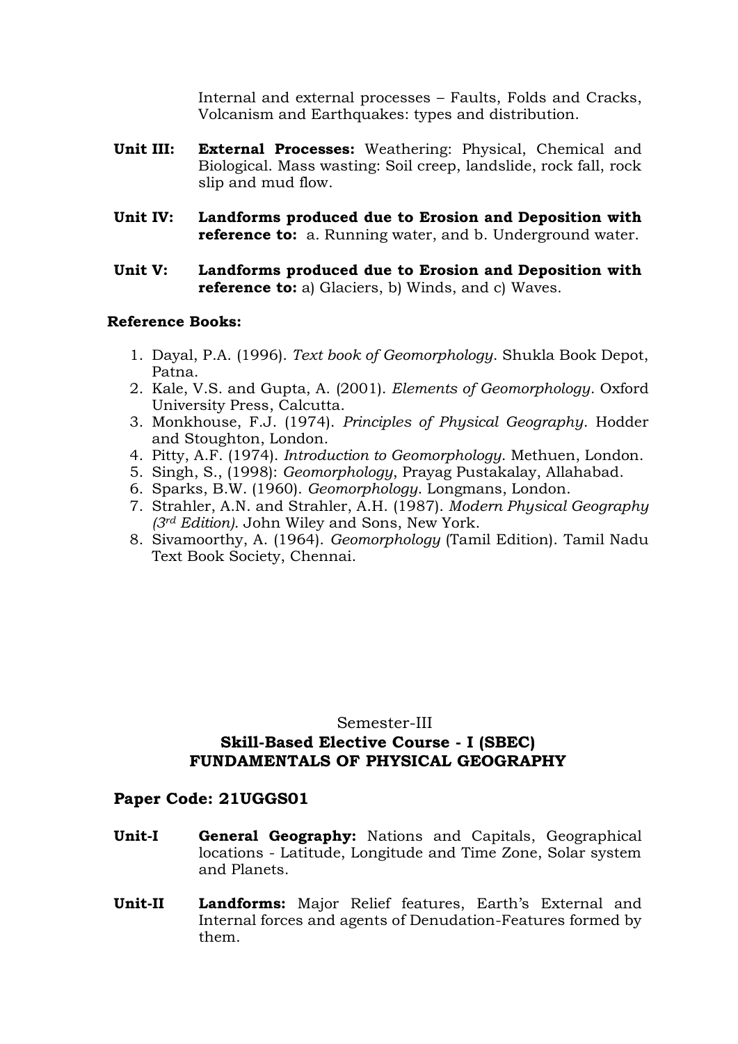Internal and external processes – Faults, Folds and Cracks, Volcanism and Earthquakes: types and distribution.

**Unit III:** **External Processes:** Weathering: Physical, Chemical and Biological. Mass wasting: Soil creep, landslide, rock fall, rock slip and mud flow.

**Unit IV:** **Landforms produced due to Erosion and Deposition with reference to:** a. Running water, and b. Underground water.

**Unit V:** **Landforms produced due to Erosion and Deposition with reference to:** a) Glaciers, b) Winds, and c) Waves.

**Reference Books:**

1. Dayal, P.A. (1996). *Text book of Geomorphology*. Shukla Book Depot, Patna.
2. Kale, V.S. and Gupta, A. (2001). *Elements of Geomorphology*. Oxford University Press, Calcutta.
3. Monkhouse, F.J. (1974). *Principles of Physical Geography*. Hodder and Stoughton, London.
4. Pitty, A.F. (1974). *Introduction to Geomorphology*. Methuen, London.
5. Singh, S., (1998): *Geomorphology*, Prayag Pustakalay, Allahabad.
6. Sparks, B.W. (1960). *Geomorphology*. Longmans, London.
7. Strahler, A.N. and Strahler, A.H. (1987). *Modern Physical Geography (3rd Edition)*. John Wiley and Sons, New York.
8. Sivamoorthy, A. (1964). *Geomorphology* (Tamil Edition). Tamil Nadu Text Book Society, Chennai.

Semester-III

## Skill-Based Elective Course - I (SBEC)
## FUNDAMENTALS OF PHYSICAL GEOGRAPHY

### Paper Code: 21UGGS01

**Unit-I** **General Geography:** Nations and Capitals, Geographical locations - Latitude, Longitude and Time Zone, Solar system and Planets.

**Unit-II** **Landforms:** Major Relief features, Earth's External and Internal forces and agents of Denudation-Features formed by them.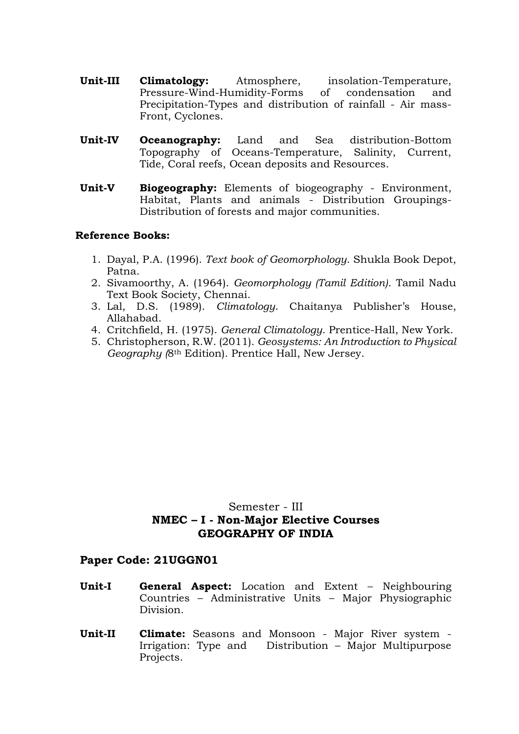**Unit-III** **Climatology:** Atmosphere, insolation-Temperature, Pressure-Wind-Humidity-Forms of condensation and Precipitation-Types and distribution of rainfall - Air mass-Front, Cyclones.

**Unit-IV** **Oceanography:** Land and Sea distribution-Bottom Topography of Oceans-Temperature, Salinity, Current, Tide, Coral reefs, Ocean deposits and Resources.

**Unit-V** **Biogeography:** Elements of biogeography - Environment, Habitat, Plants and animals - Distribution Groupings-Distribution of forests and major communities.

**Reference Books:**

1. Dayal, P.A. (1996). *Text book of Geomorphology*. Shukla Book Depot, Patna.
2. Sivamoorthy, A. (1964). *Geomorphology (Tamil Edition)*. Tamil Nadu Text Book Society, Chennai.
3. Lal, D.S. (1989). *Climatology*. Chaitanya Publisher's House, Allahabad.
4. Critchfield, H. (1975). *General Climatology*. Prentice-Hall, New York.
5. Christopherson, R.W. (2011). *Geosystems: An Introduction to Physical Geography (*8th Edition). Prentice Hall, New Jersey.

Semester - III

## NMEC – I - Non-Major Elective Courses
## GEOGRAPHY OF INDIA

### Paper Code: 21UGGN01

**Unit-I** **General Aspect:** Location and Extent – Neighbouring Countries – Administrative Units – Major Physiographic Division.

**Unit-II** **Climate:** Seasons and Monsoon - Major River system - Irrigation: Type and Distribution – Major Multipurpose Projects.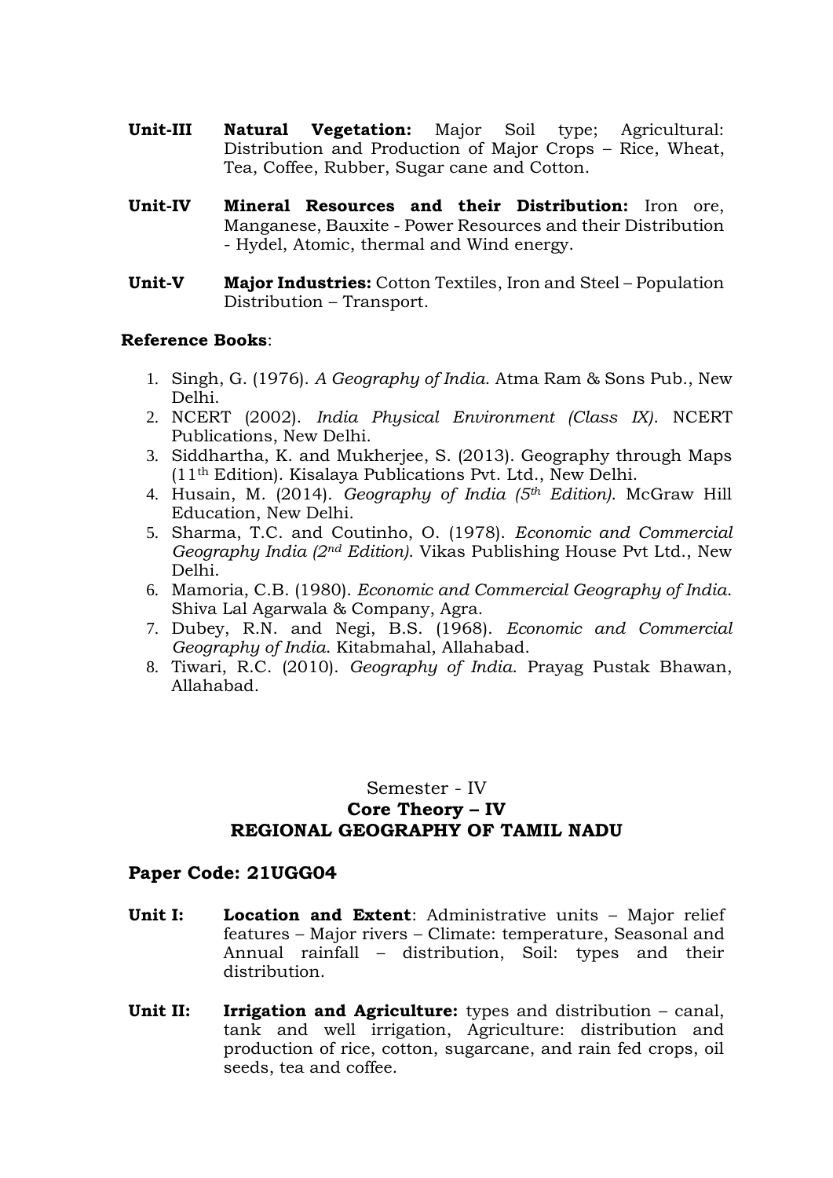**Unit-III** **Natural Vegetation:** Major Soil type; Agricultural: Distribution and Production of Major Crops – Rice, Wheat, Tea, Coffee, Rubber, Sugar cane and Cotton.

**Unit-IV** **Mineral Resources and their Distribution:** Iron ore, Manganese, Bauxite - Power Resources and their Distribution - Hydel, Atomic, thermal and Wind energy.

**Unit-V** **Major Industries:** Cotton Textiles, Iron and Steel – Population Distribution – Transport.

**Reference Books**:

1. Singh, G. (1976). *A Geography of India*. Atma Ram & Sons Pub., New Delhi.
2. NCERT (2002). *India Physical Environment (Class IX)*. NCERT Publications, New Delhi.
3. Siddhartha, K. and Mukherjee, S. (2013). Geography through Maps (11th Edition). Kisalaya Publications Pvt. Ltd., New Delhi.
4. Husain, M. (2014). *Geography of India (5th Edition)*. McGraw Hill Education, New Delhi.
5. Sharma, T.C. and Coutinho, O. (1978). *Economic and Commercial Geography India (2nd Edition)*. Vikas Publishing House Pvt Ltd., New Delhi.
6. Mamoria, C.B. (1980). *Economic and Commercial Geography of India*. Shiva Lal Agarwala & Company, Agra.
7. Dubey, R.N. and Negi, B.S. (1968). *Economic and Commercial Geography of India*. Kitabmahal, Allahabad.
8. Tiwari, R.C. (2010). *Geography of India*. Prayag Pustak Bhawan, Allahabad.

Semester - IV

## Core Theory – IV
## REGIONAL GEOGRAPHY OF TAMIL NADU

### Paper Code: 21UGG04

**Unit I:** **Location and Extent**: Administrative units – Major relief features – Major rivers – Climate: temperature, Seasonal and Annual rainfall – distribution, Soil: types and their distribution.

**Unit II:** **Irrigation and Agriculture:** types and distribution – canal, tank and well irrigation, Agriculture: distribution and production of rice, cotton, sugarcane, and rain fed crops, oil seeds, tea and coffee.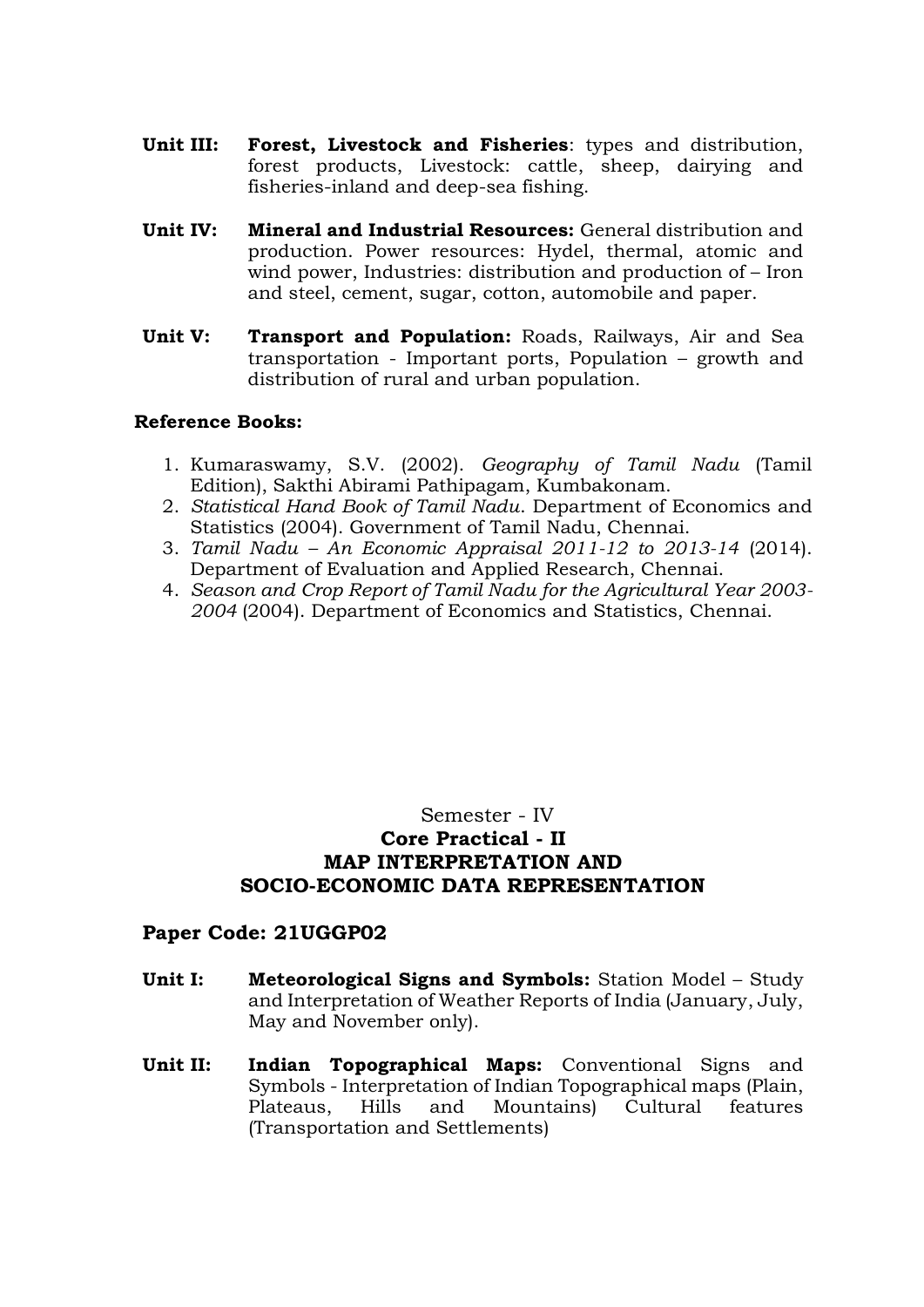**Unit III:** **Forest, Livestock and Fisheries**: types and distribution, forest products, Livestock: cattle, sheep, dairying and fisheries-inland and deep-sea fishing.

**Unit IV:** **Mineral and Industrial Resources:** General distribution and production. Power resources: Hydel, thermal, atomic and wind power, Industries: distribution and production of – Iron and steel, cement, sugar, cotton, automobile and paper.

**Unit V:** **Transport and Population:** Roads, Railways, Air and Sea transportation - Important ports, Population – growth and distribution of rural and urban population.

**Reference Books:**

1. Kumaraswamy, S.V. (2002). *Geography of Tamil Nadu* (Tamil Edition), Sakthi Abirami Pathipagam, Kumbakonam.
2. *Statistical Hand Book of Tamil Nadu*. Department of Economics and Statistics (2004). Government of Tamil Nadu, Chennai.
3. *Tamil Nadu – An Economic Appraisal 2011-12 to 2013-14* (2014). Department of Evaluation and Applied Research, Chennai.
4. *Season and Crop Report of Tamil Nadu for the Agricultural Year 2003-2004* (2004). Department of Economics and Statistics, Chennai.

Semester - IV

## Core Practical - II
## MAP INTERPRETATION AND SOCIO-ECONOMIC DATA REPRESENTATION

**Paper Code: 21UGGP02**

**Unit I:** **Meteorological Signs and Symbols:** Station Model – Study and Interpretation of Weather Reports of India (January, July, May and November only).

**Unit II:** **Indian Topographical Maps:** Conventional Signs and Symbols - Interpretation of Indian Topographical maps (Plain, Plateaus, Hills and Mountains) Cultural features (Transportation and Settlements)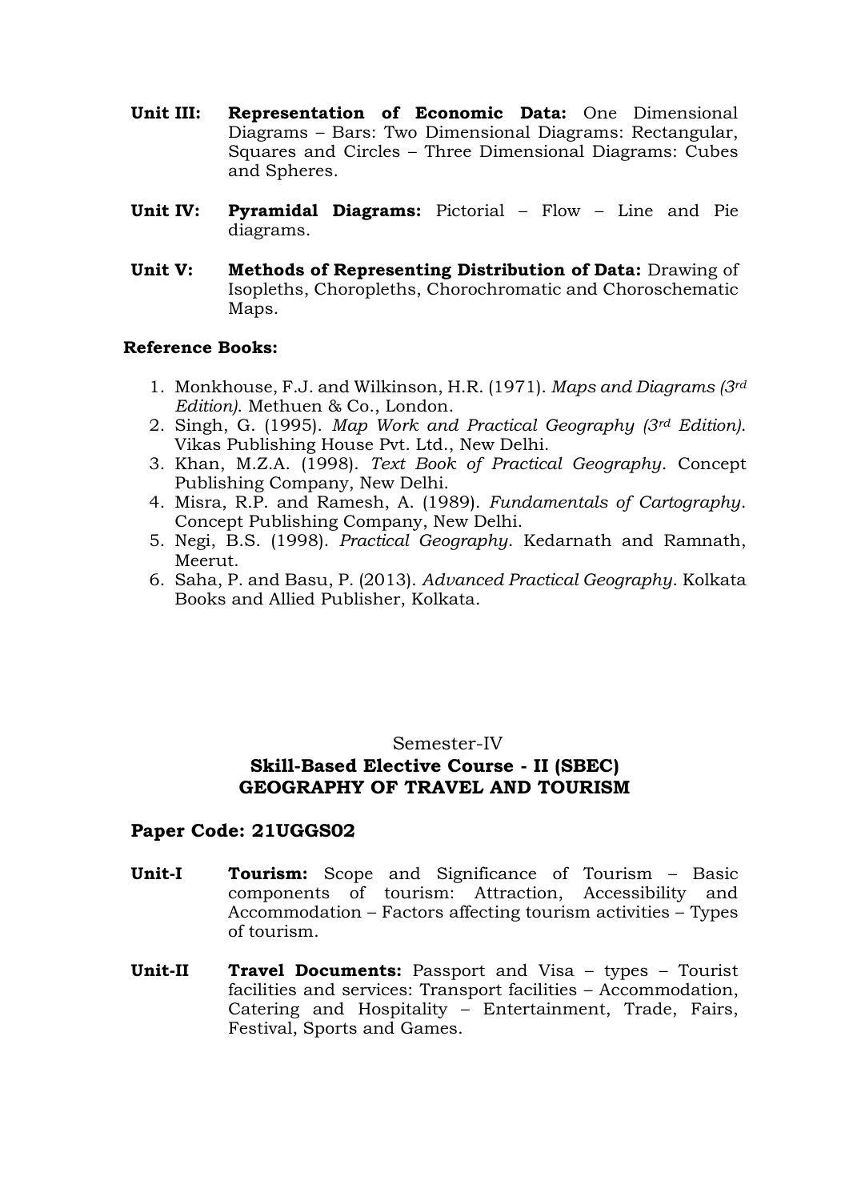**Unit III:** **Representation of Economic Data:** One Dimensional Diagrams – Bars: Two Dimensional Diagrams: Rectangular, Squares and Circles – Three Dimensional Diagrams: Cubes and Spheres.

**Unit IV:** **Pyramidal Diagrams:** Pictorial – Flow – Line and Pie diagrams.

**Unit V:** **Methods of Representing Distribution of Data:** Drawing of Isopleths, Choropleths, Chorochromatic and Choroschematic Maps.

**Reference Books:**

1. Monkhouse, F.J. and Wilkinson, H.R. (1971). *Maps and Diagrams (3rd Edition)*. Methuen & Co., London.
2. Singh, G. (1995). *Map Work and Practical Geography (3rd Edition)*. Vikas Publishing House Pvt. Ltd., New Delhi.
3. Khan, M.Z.A. (1998). *Text Book of Practical Geography*. Concept Publishing Company, New Delhi.
4. Misra, R.P. and Ramesh, A. (1989). *Fundamentals of Cartography*. Concept Publishing Company, New Delhi.
5. Negi, B.S. (1998). *Practical Geography*. Kedarnath and Ramnath, Meerut.
6. Saha, P. and Basu, P. (2013). *Advanced Practical Geography*. Kolkata Books and Allied Publisher, Kolkata.

Semester-IV

## Skill-Based Elective Course - II (SBEC)
## GEOGRAPHY OF TRAVEL AND TOURISM

### Paper Code: 21UGGS02

**Unit-I** **Tourism:** Scope and Significance of Tourism – Basic components of tourism: Attraction, Accessibility and Accommodation – Factors affecting tourism activities – Types of tourism.

**Unit-II** **Travel Documents:** Passport and Visa – types – Tourist facilities and services: Transport facilities – Accommodation, Catering and Hospitality – Entertainment, Trade, Fairs, Festival, Sports and Games.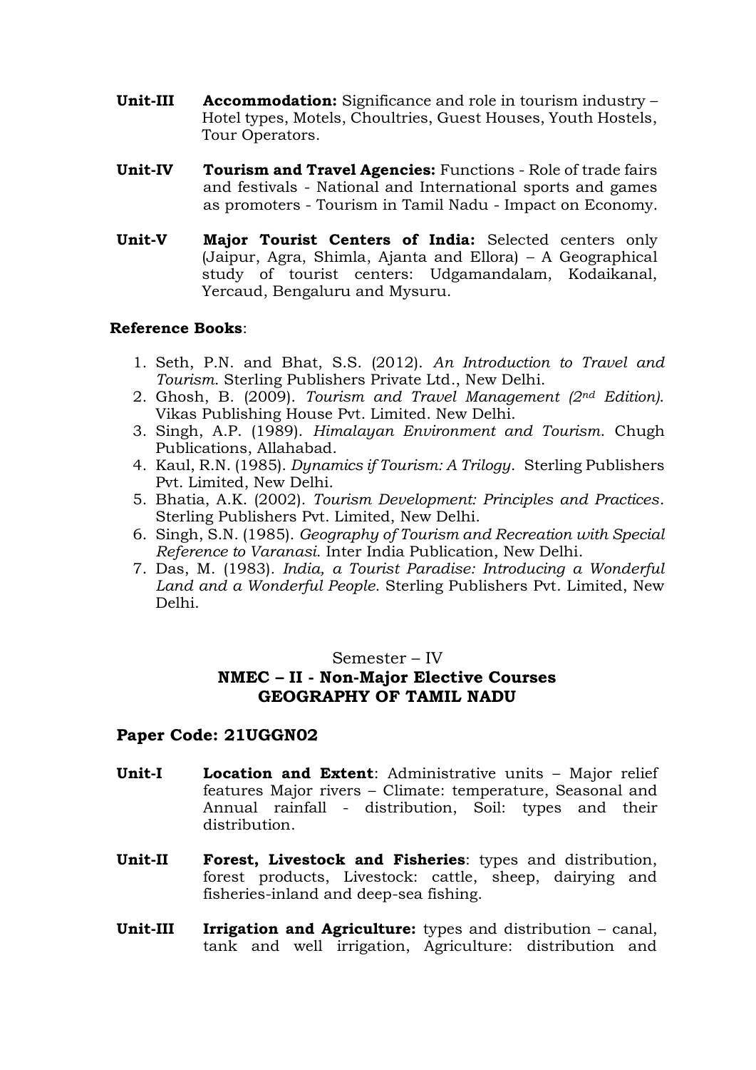**Unit-III** **Accommodation:** Significance and role in tourism industry – Hotel types, Motels, Choultries, Guest Houses, Youth Hostels, Tour Operators.

**Unit-IV** **Tourism and Travel Agencies:** Functions - Role of trade fairs and festivals - National and International sports and games as promoters - Tourism in Tamil Nadu - Impact on Economy.

**Unit-V** **Major Tourist Centers of India:** Selected centers only (Jaipur, Agra, Shimla, Ajanta and Ellora) – A Geographical study of tourist centers: Udgamandalam, Kodaikanal, Yercaud, Bengaluru and Mysuru.

**Reference Books**:

1. Seth, P.N. and Bhat, S.S. (2012). *An Introduction to Travel and Tourism*. Sterling Publishers Private Ltd., New Delhi.
2. Ghosh, B. (2009). *Tourism and Travel Management (2nd Edition)*. Vikas Publishing House Pvt. Limited. New Delhi.
3. Singh, A.P. (1989). *Himalayan Environment and Tourism*. Chugh Publications, Allahabad.
4. Kaul, R.N. (1985). *Dynamics if Tourism: A Trilogy*. Sterling Publishers Pvt. Limited, New Delhi.
5. Bhatia, A.K. (2002). *Tourism Development: Principles and Practices*. Sterling Publishers Pvt. Limited, New Delhi.
6. Singh, S.N. (1985). *Geography of Tourism and Recreation with Special Reference to Varanasi*. Inter India Publication, New Delhi.
7. Das, M. (1983). *India, a Tourist Paradise: Introducing a Wonderful Land and a Wonderful People*. Sterling Publishers Pvt. Limited, New Delhi.

Semester – IV

**NMEC – II - Non-Major Elective Courses**
**GEOGRAPHY OF TAMIL NADU**

**Paper Code: 21UGGN02**

**Unit-I** **Location and Extent**: Administrative units – Major relief features Major rivers – Climate: temperature, Seasonal and Annual rainfall - distribution, Soil: types and their distribution.

**Unit-II** **Forest, Livestock and Fisheries**: types and distribution, forest products, Livestock: cattle, sheep, dairying and fisheries-inland and deep-sea fishing.

**Unit-III** **Irrigation and Agriculture:** types and distribution – canal, tank and well irrigation, Agriculture: distribution and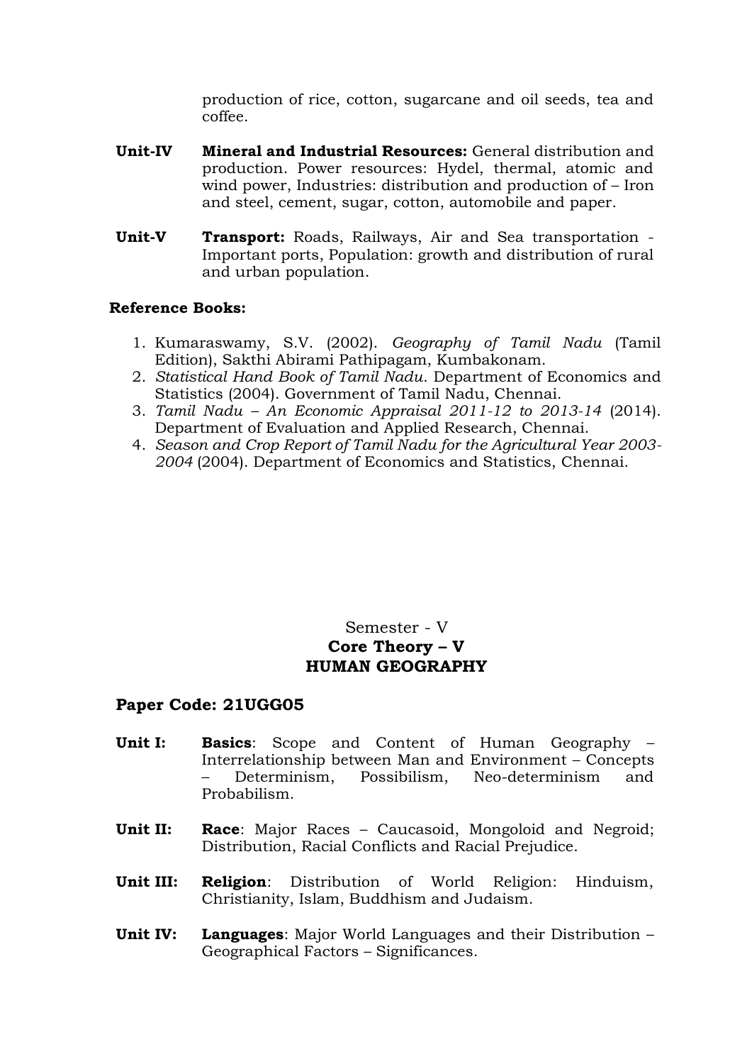production of rice, cotton, sugarcane and oil seeds, tea and coffee.

**Unit-IV** **Mineral and Industrial Resources:** General distribution and production. Power resources: Hydel, thermal, atomic and wind power, Industries: distribution and production of – Iron and steel, cement, sugar, cotton, automobile and paper.

**Unit-V** **Transport:** Roads, Railways, Air and Sea transportation - Important ports, Population: growth and distribution of rural and urban population.

**Reference Books:**

1. Kumaraswamy, S.V. (2002). *Geography of Tamil Nadu* (Tamil Edition), Sakthi Abirami Pathipagam, Kumbakonam.
2. *Statistical Hand Book of Tamil Nadu*. Department of Economics and Statistics (2004). Government of Tamil Nadu, Chennai.
3. *Tamil Nadu – An Economic Appraisal 2011-12 to 2013-14* (2014). Department of Evaluation and Applied Research, Chennai.
4. *Season and Crop Report of Tamil Nadu for the Agricultural Year 2003-2004* (2004). Department of Economics and Statistics, Chennai.

Semester - V

## Core Theory – V

## HUMAN GEOGRAPHY

**Paper Code: 21UGG05**

**Unit I:** **Basics**: Scope and Content of Human Geography – Interrelationship between Man and Environment – Concepts – Determinism, Possibilism, Neo-determinism and Probabilism.

**Unit II:** **Race**: Major Races – Caucasoid, Mongoloid and Negroid; Distribution, Racial Conflicts and Racial Prejudice.

**Unit III:** **Religion**: Distribution of World Religion: Hinduism, Christianity, Islam, Buddhism and Judaism.

**Unit IV:** **Languages**: Major World Languages and their Distribution – Geographical Factors – Significances.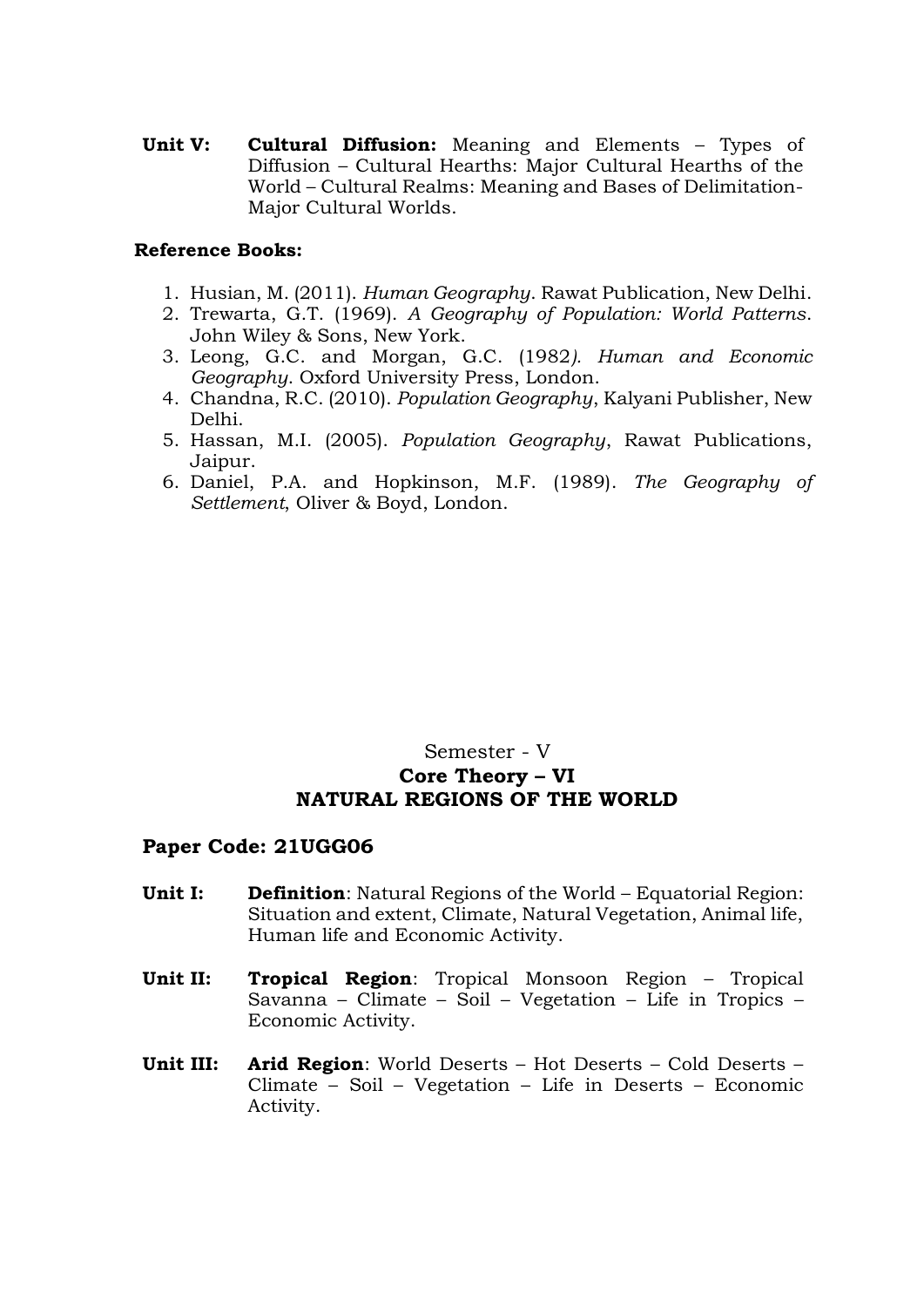**Unit V:** **Cultural Diffusion:** Meaning and Elements – Types of Diffusion – Cultural Hearths: Major Cultural Hearths of the World – Cultural Realms: Meaning and Bases of Delimitation- Major Cultural Worlds.

**Reference Books:**

1. Husian, M. (2011). *Human Geography*. Rawat Publication, New Delhi.
2. Trewarta, G.T. (1969). *A Geography of Population: World Patterns*. John Wiley & Sons, New York.
3. Leong, G.C. and Morgan, G.C. (1982*). Human and Economic Geography*. Oxford University Press, London.
4. Chandna, R.C. (2010). *Population Geography*, Kalyani Publisher, New Delhi.
5. Hassan, M.I. (2005). *Population Geography*, Rawat Publications, Jaipur.
6. Daniel, P.A. and Hopkinson, M.F. (1989). *The Geography of Settlement*, Oliver & Boyd, London.

Semester - V

**Core Theory – VI**

**NATURAL REGIONS OF THE WORLD**

**Paper Code: 21UGG06**

**Unit I:** **Definition**: Natural Regions of the World – Equatorial Region: Situation and extent, Climate, Natural Vegetation, Animal life, Human life and Economic Activity.

**Unit II:** **Tropical Region**: Tropical Monsoon Region – Tropical Savanna – Climate – Soil – Vegetation – Life in Tropics – Economic Activity.

**Unit III:** **Arid Region**: World Deserts – Hot Deserts – Cold Deserts – Climate – Soil – Vegetation – Life in Deserts – Economic Activity.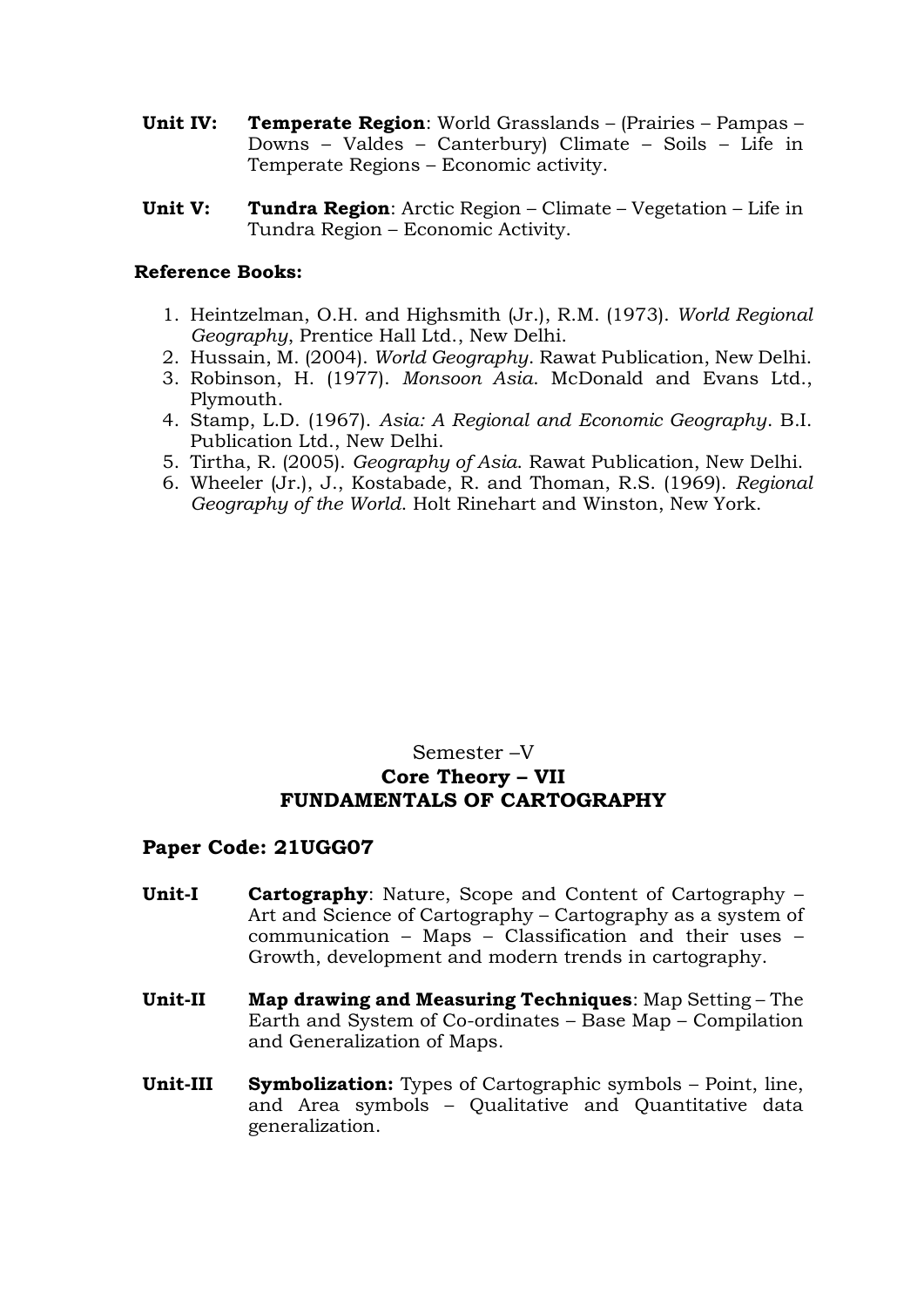**Unit IV:** **Temperate Region**: World Grasslands – (Prairies – Pampas – Downs – Valdes – Canterbury) Climate – Soils – Life in Temperate Regions – Economic activity.

**Unit V:** **Tundra Region**: Arctic Region – Climate – Vegetation – Life in Tundra Region – Economic Activity.

**Reference Books:**

1. Heintzelman, O.H. and Highsmith (Jr.), R.M. (1973). *World Regional Geography*, Prentice Hall Ltd., New Delhi.
2. Hussain, M. (2004). *World Geography*. Rawat Publication, New Delhi.
3. Robinson, H. (1977). *Monsoon Asia*. McDonald and Evans Ltd., Plymouth.
4. Stamp, L.D. (1967). *Asia: A Regional and Economic Geography*. B.I. Publication Ltd., New Delhi.
5. Tirtha, R. (2005). *Geography of Asia*. Rawat Publication, New Delhi.
6. Wheeler (Jr.), J., Kostabade, R. and Thoman, R.S. (1969). *Regional Geography of the World*. Holt Rinehart and Winston, New York.

Semester –V

**Core Theory – VII**

**FUNDAMENTALS OF CARTOGRAPHY**

**Paper Code: 21UGG07**

**Unit-I** **Cartography**: Nature, Scope and Content of Cartography – Art and Science of Cartography – Cartography as a system of communication – Maps – Classification and their uses – Growth, development and modern trends in cartography.

**Unit-II** **Map drawing and Measuring Techniques**: Map Setting – The Earth and System of Co-ordinates – Base Map – Compilation and Generalization of Maps.

**Unit-III** **Symbolization:** Types of Cartographic symbols – Point, line, and Area symbols – Qualitative and Quantitative data generalization.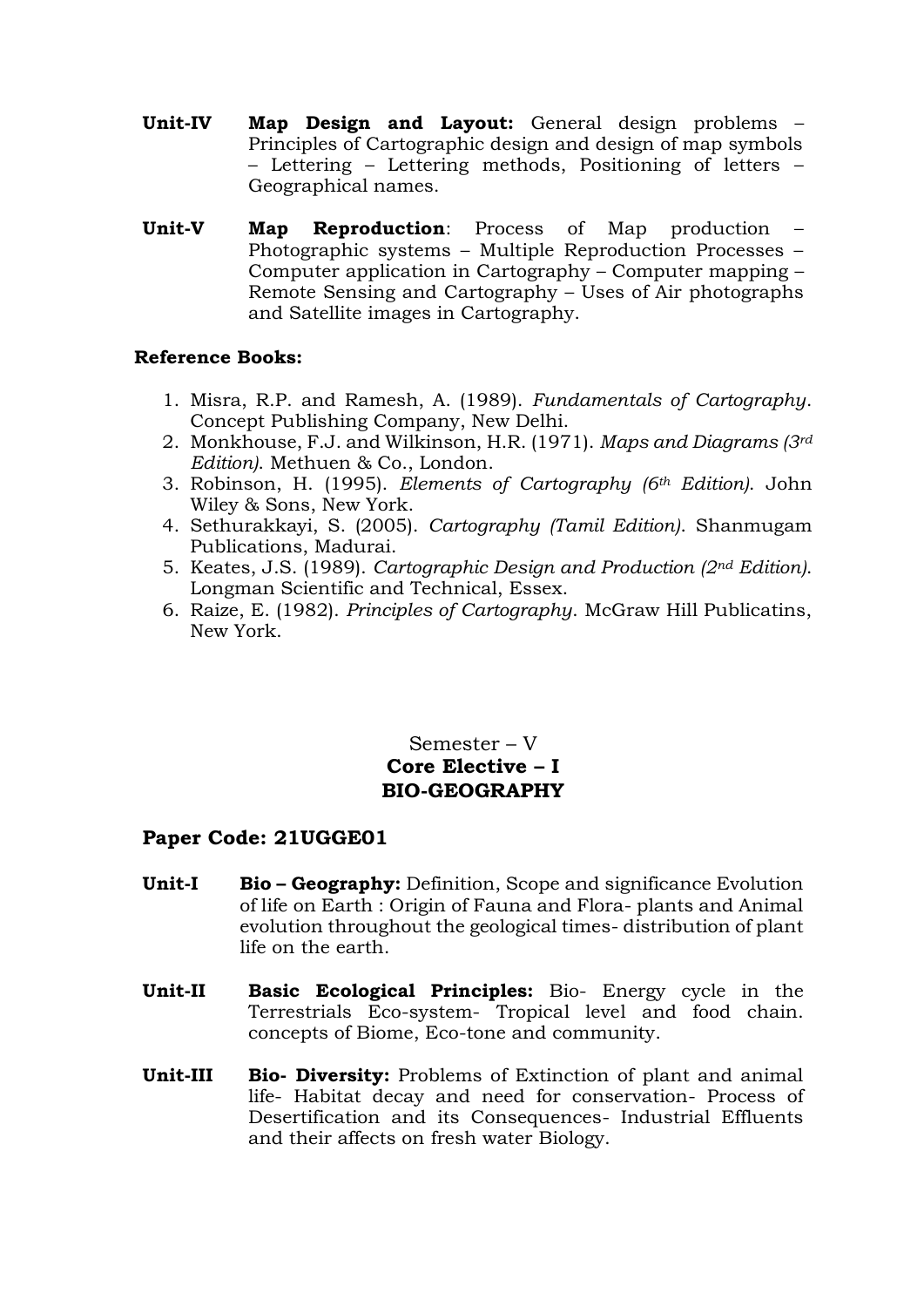**Unit-IV** **Map Design and Layout:** General design problems – Principles of Cartographic design and design of map symbols – Lettering – Lettering methods, Positioning of letters – Geographical names.

**Unit-V** **Map Reproduction**: Process of Map production – Photographic systems – Multiple Reproduction Processes – Computer application in Cartography – Computer mapping – Remote Sensing and Cartography – Uses of Air photographs and Satellite images in Cartography.

**Reference Books:**

1. Misra, R.P. and Ramesh, A. (1989). *Fundamentals of Cartography*. Concept Publishing Company, New Delhi.
2. Monkhouse, F.J. and Wilkinson, H.R. (1971). *Maps and Diagrams (3rd Edition)*. Methuen & Co., London.
3. Robinson, H. (1995). *Elements of Cartography (6th Edition)*. John Wiley & Sons, New York.
4. Sethurakkayi, S. (2005). *Cartography (Tamil Edition)*. Shanmugam Publications, Madurai.
5. Keates, J.S. (1989). *Cartographic Design and Production (2nd Edition)*. Longman Scientific and Technical, Essex.
6. Raize, E. (1982). *Principles of Cartography*. McGraw Hill Publicatins, New York.

Semester – V

## Core Elective – I
## BIO-GEOGRAPHY

### Paper Code: 21UGGE01

**Unit-I** **Bio – Geography:** Definition, Scope and significance Evolution of life on Earth : Origin of Fauna and Flora- plants and Animal evolution throughout the geological times- distribution of plant life on the earth.

**Unit-II** **Basic Ecological Principles:** Bio- Energy cycle in the Terrestrials Eco-system- Tropical level and food chain. concepts of Biome, Eco-tone and community.

**Unit-III** **Bio- Diversity:** Problems of Extinction of plant and animal life- Habitat decay and need for conservation- Process of Desertification and its Consequences- Industrial Effluents and their affects on fresh water Biology.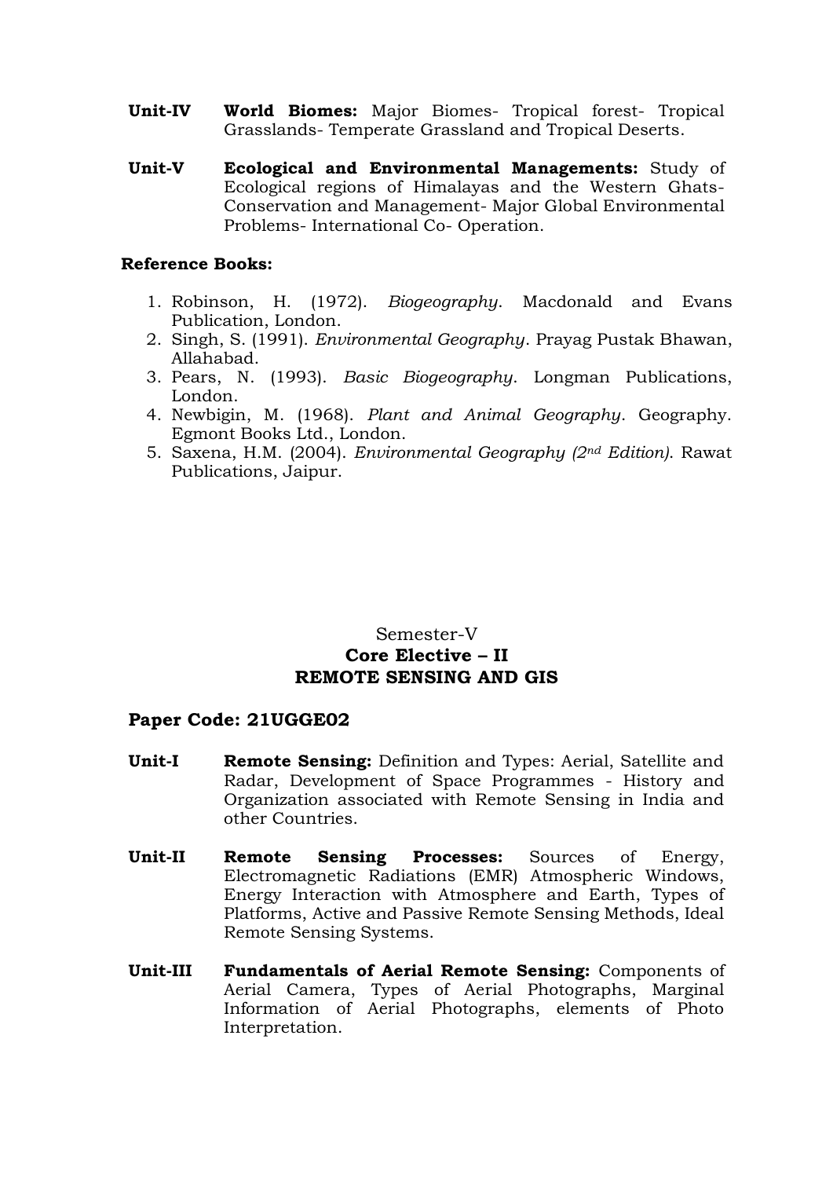**Unit-IV** **World Biomes:** Major Biomes- Tropical forest- Tropical Grasslands- Temperate Grassland and Tropical Deserts.

**Unit-V** **Ecological and Environmental Managements:** Study of Ecological regions of Himalayas and the Western Ghats- Conservation and Management- Major Global Environmental Problems- International Co- Operation.

**Reference Books:**

1. Robinson, H. (1972). *Biogeography*. Macdonald and Evans Publication, London.
2. Singh, S. (1991). *Environmental Geography*. Prayag Pustak Bhawan, Allahabad.
3. Pears, N. (1993). *Basic Biogeography*. Longman Publications, London.
4. Newbigin, M. (1968). *Plant and Animal Geography*. Geography. Egmont Books Ltd., London.
5. Saxena, H.M. (2004). *Environmental Geography (2nd Edition)*. Rawat Publications, Jaipur.

Semester-V

**Core Elective – II**

**REMOTE SENSING AND GIS**

**Paper Code: 21UGGE02**

**Unit-I** **Remote Sensing:** Definition and Types: Aerial, Satellite and Radar, Development of Space Programmes - History and Organization associated with Remote Sensing in India and other Countries.

**Unit-II** **Remote Sensing Processes:** Sources of Energy, Electromagnetic Radiations (EMR) Atmospheric Windows, Energy Interaction with Atmosphere and Earth, Types of Platforms, Active and Passive Remote Sensing Methods, Ideal Remote Sensing Systems.

**Unit-III** **Fundamentals of Aerial Remote Sensing:** Components of Aerial Camera, Types of Aerial Photographs, Marginal Information of Aerial Photographs, elements of Photo Interpretation.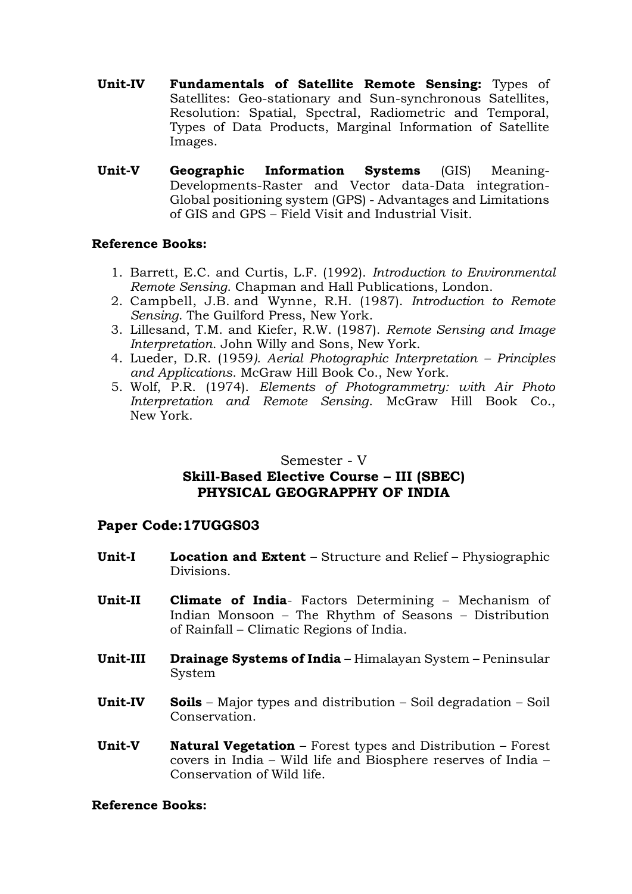**Unit-IV** **Fundamentals of Satellite Remote Sensing:** Types of Satellites: Geo-stationary and Sun-synchronous Satellites, Resolution: Spatial, Spectral, Radiometric and Temporal, Types of Data Products, Marginal Information of Satellite Images.

**Unit-V** **Geographic Information Systems** (GIS) Meaning-Developments-Raster and Vector data-Data integration-Global positioning system (GPS) - Advantages and Limitations of GIS and GPS – Field Visit and Industrial Visit.

**Reference Books:**

1. Barrett, E.C. and Curtis, L.F. (1992). *Introduction to Environmental Remote Sensing*. Chapman and Hall Publications, London.
2. Campbell, J.B. and Wynne, R.H. (1987). *Introduction to Remote Sensing*. The Guilford Press, New York.
3. Lillesand, T.M. and Kiefer, R.W. (1987). *Remote Sensing and Image Interpretation*. John Willy and Sons, New York.
4. Lueder, D.R. (1959*). Aerial Photographic Interpretation – Principles and Applications*. McGraw Hill Book Co., New York.
5. Wolf, P.R. (1974). *Elements of Photogrammetry: with Air Photo Interpretation and Remote Sensing*. McGraw Hill Book Co., New York.

Semester - V

## Skill-Based Elective Course – III (SBEC)
## PHYSICAL GEOGRAPPHY OF INDIA

### Paper Code:17UGGS03

**Unit-I** **Location and Extent** – Structure and Relief – Physiographic Divisions.

**Unit-II** **Climate of India**- Factors Determining – Mechanism of Indian Monsoon – The Rhythm of Seasons – Distribution of Rainfall – Climatic Regions of India.

**Unit-III** **Drainage Systems of India** – Himalayan System – Peninsular System

**Unit-IV** **Soils** – Major types and distribution – Soil degradation – Soil Conservation.

**Unit-V** **Natural Vegetation** – Forest types and Distribution – Forest covers in India – Wild life and Biosphere reserves of India – Conservation of Wild life.

**Reference Books:**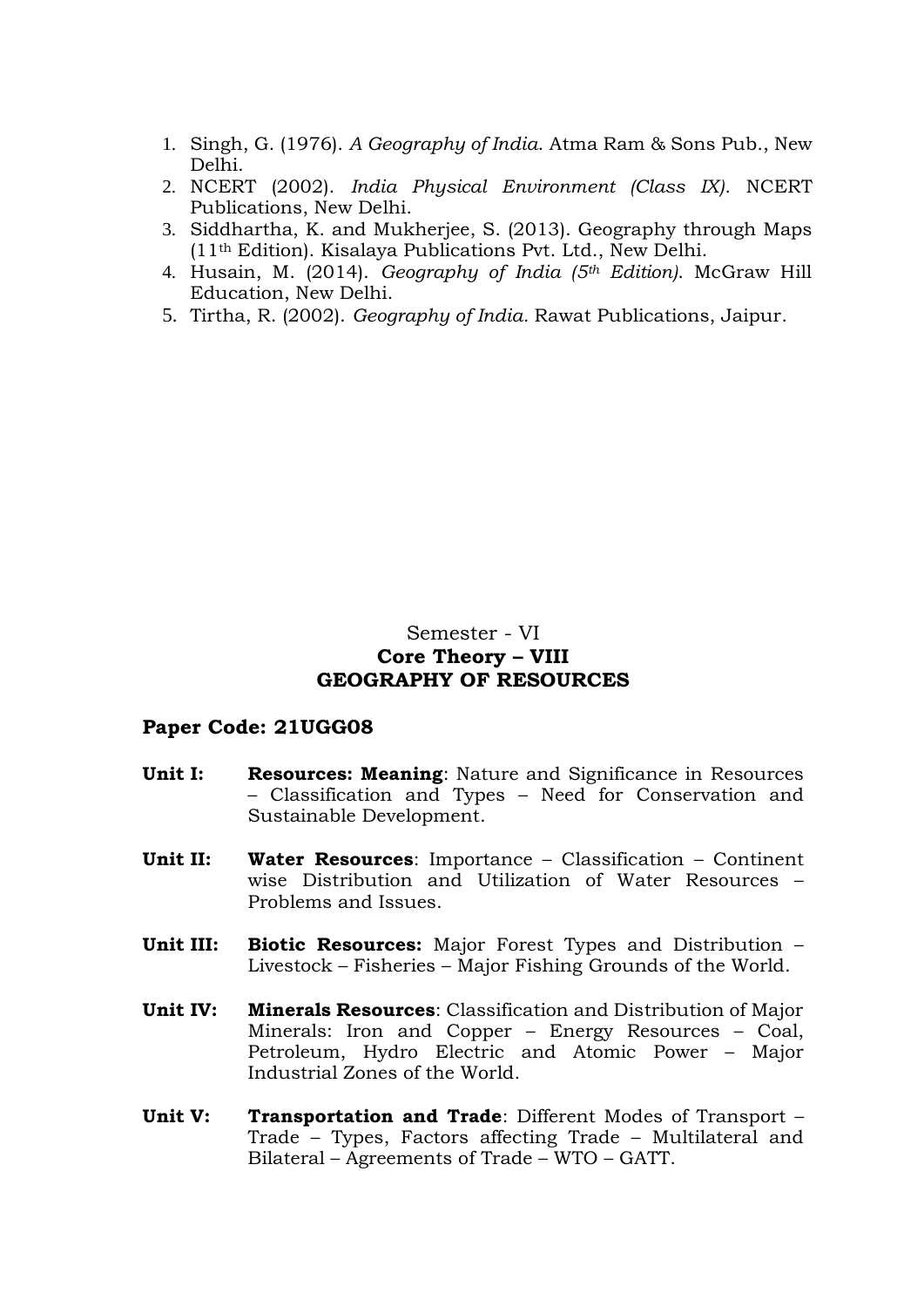1. Singh, G. (1976). *A Geography of India*. Atma Ram & Sons Pub., New Delhi.
2. NCERT (2002). *India Physical Environment (Class IX)*. NCERT Publications, New Delhi.
3. Siddhartha, K. and Mukherjee, S. (2013). Geography through Maps (11th Edition). Kisalaya Publications Pvt. Ltd., New Delhi.
4. Husain, M. (2014). *Geography of India (5th Edition)*. McGraw Hill Education, New Delhi.
5. Tirtha, R. (2002). *Geography of India*. Rawat Publications, Jaipur.

Semester - VI

**Core Theory – VIII**

**GEOGRAPHY OF RESOURCES**

**Paper Code: 21UGG08**

**Unit I:** **Resources: Meaning**: Nature and Significance in Resources – Classification and Types – Need for Conservation and Sustainable Development.

**Unit II:** **Water Resources**: Importance – Classification – Continent wise Distribution and Utilization of Water Resources – Problems and Issues.

**Unit III:** **Biotic Resources:** Major Forest Types and Distribution – Livestock – Fisheries – Major Fishing Grounds of the World.

**Unit IV:** **Minerals Resources**: Classification and Distribution of Major Minerals: Iron and Copper – Energy Resources – Coal, Petroleum, Hydro Electric and Atomic Power – Major Industrial Zones of the World.

**Unit V:** **Transportation and Trade**: Different Modes of Transport – Trade – Types, Factors affecting Trade – Multilateral and Bilateral – Agreements of Trade – WTO – GATT.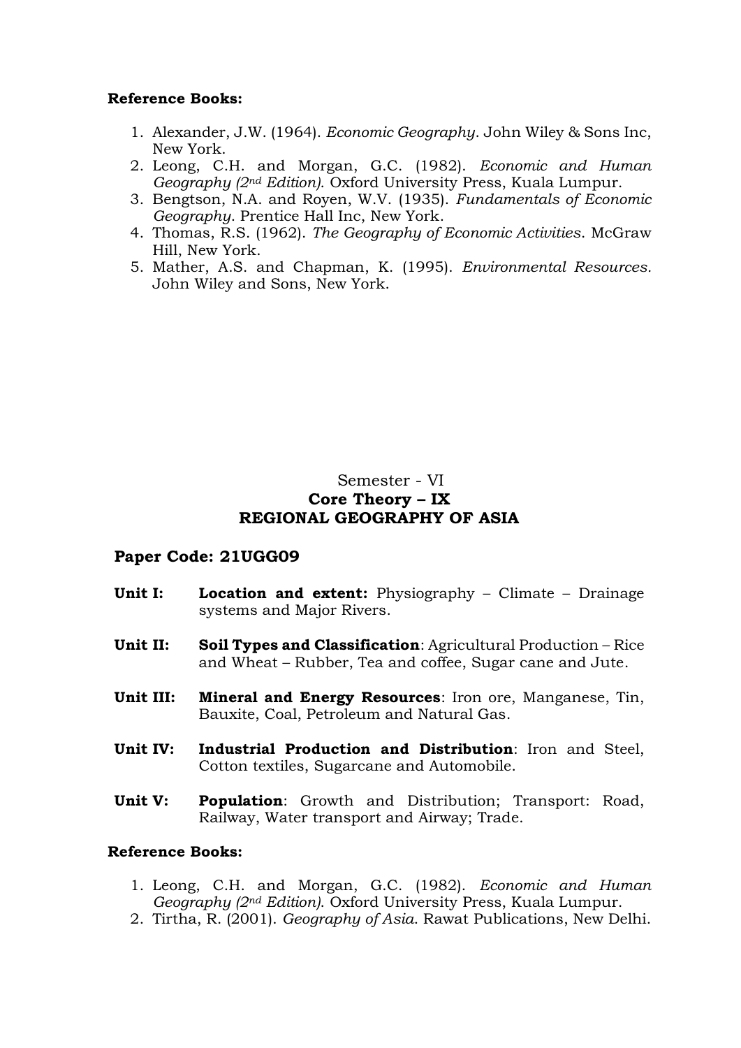**Reference Books:**

1. Alexander, J.W. (1964). *Economic Geography*. John Wiley & Sons Inc, New York.
2. Leong, C.H. and Morgan, G.C. (1982). *Economic and Human Geography (2nd Edition)*. Oxford University Press, Kuala Lumpur.
3. Bengtson, N.A. and Royen, W.V. (1935). *Fundamentals of Economic Geography*. Prentice Hall Inc, New York.
4. Thomas, R.S. (1962). *The Geography of Economic Activities*. McGraw Hill, New York.
5. Mather, A.S. and Chapman, K. (1995). *Environmental Resources*. John Wiley and Sons, New York.

Semester - VI

**Core Theory – IX**

**REGIONAL GEOGRAPHY OF ASIA**

**Paper Code: 21UGG09**

**Unit I:** **Location and extent:** Physiography – Climate – Drainage systems and Major Rivers.

**Unit II:** **Soil Types and Classification**: Agricultural Production – Rice and Wheat – Rubber, Tea and coffee, Sugar cane and Jute.

**Unit III:** **Mineral and Energy Resources**: Iron ore, Manganese, Tin, Bauxite, Coal, Petroleum and Natural Gas.

**Unit IV:** **Industrial Production and Distribution**: Iron and Steel, Cotton textiles, Sugarcane and Automobile.

**Unit V:** **Population**: Growth and Distribution; Transport: Road, Railway, Water transport and Airway; Trade.

**Reference Books:**

1. Leong, C.H. and Morgan, G.C. (1982). *Economic and Human Geography (2nd Edition)*. Oxford University Press, Kuala Lumpur.
2. Tirtha, R. (2001). *Geography of Asia*. Rawat Publications, New Delhi.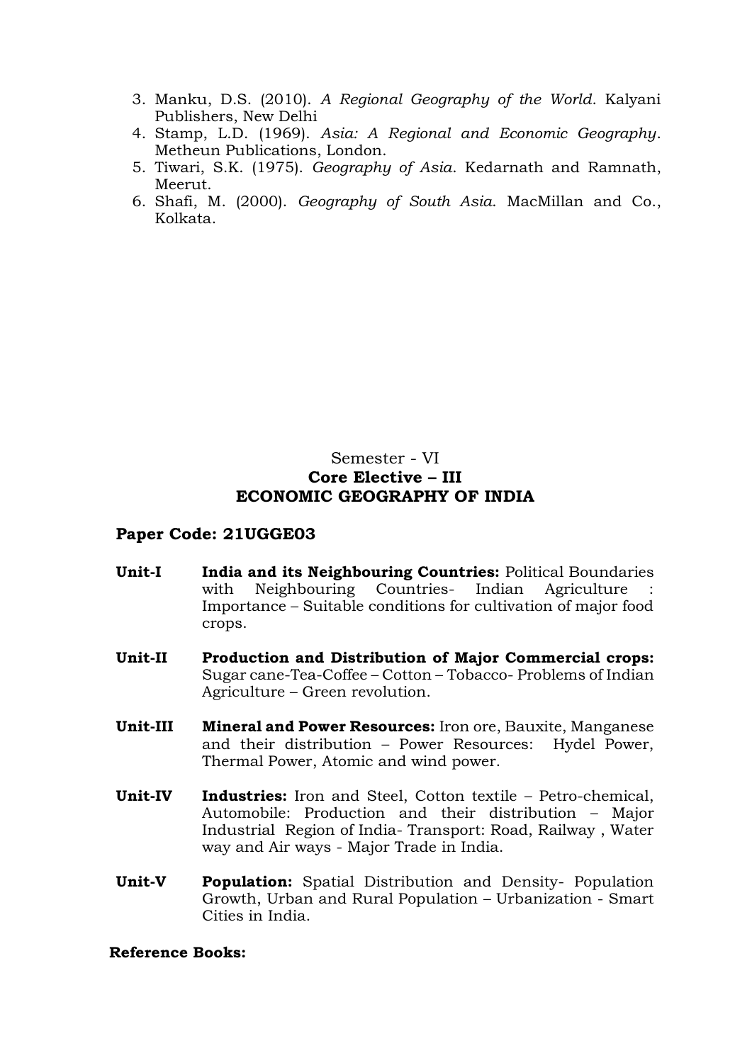3. Manku, D.S. (2010). *A Regional Geography of the World*. Kalyani Publishers, New Delhi
4. Stamp, L.D. (1969). *Asia: A Regional and Economic Geography*. Metheun Publications, London.
5. Tiwari, S.K. (1975). *Geography of Asia*. Kedarnath and Ramnath, Meerut.
6. Shafi, M. (2000). *Geography of South Asia*. MacMillan and Co., Kolkata.

Semester - VI

**Core Elective – III**

**ECONOMIC GEOGRAPHY OF INDIA**

**Paper Code: 21UGGE03**

**Unit-I** **India and its Neighbouring Countries:** Political Boundaries with Neighbouring Countries- Indian Agriculture : Importance – Suitable conditions for cultivation of major food crops.

**Unit-II** **Production and Distribution of Major Commercial crops:** Sugar cane-Tea-Coffee – Cotton – Tobacco- Problems of Indian Agriculture – Green revolution.

**Unit-III** **Mineral and Power Resources:** Iron ore, Bauxite, Manganese and their distribution – Power Resources: Hydel Power, Thermal Power, Atomic and wind power.

**Unit-IV** **Industries:** Iron and Steel, Cotton textile – Petro-chemical, Automobile: Production and their distribution – Major Industrial Region of India- Transport: Road, Railway , Water way and Air ways - Major Trade in India.

**Unit-V** **Population:** Spatial Distribution and Density- Population Growth, Urban and Rural Population – Urbanization - Smart Cities in India.

**Reference Books:**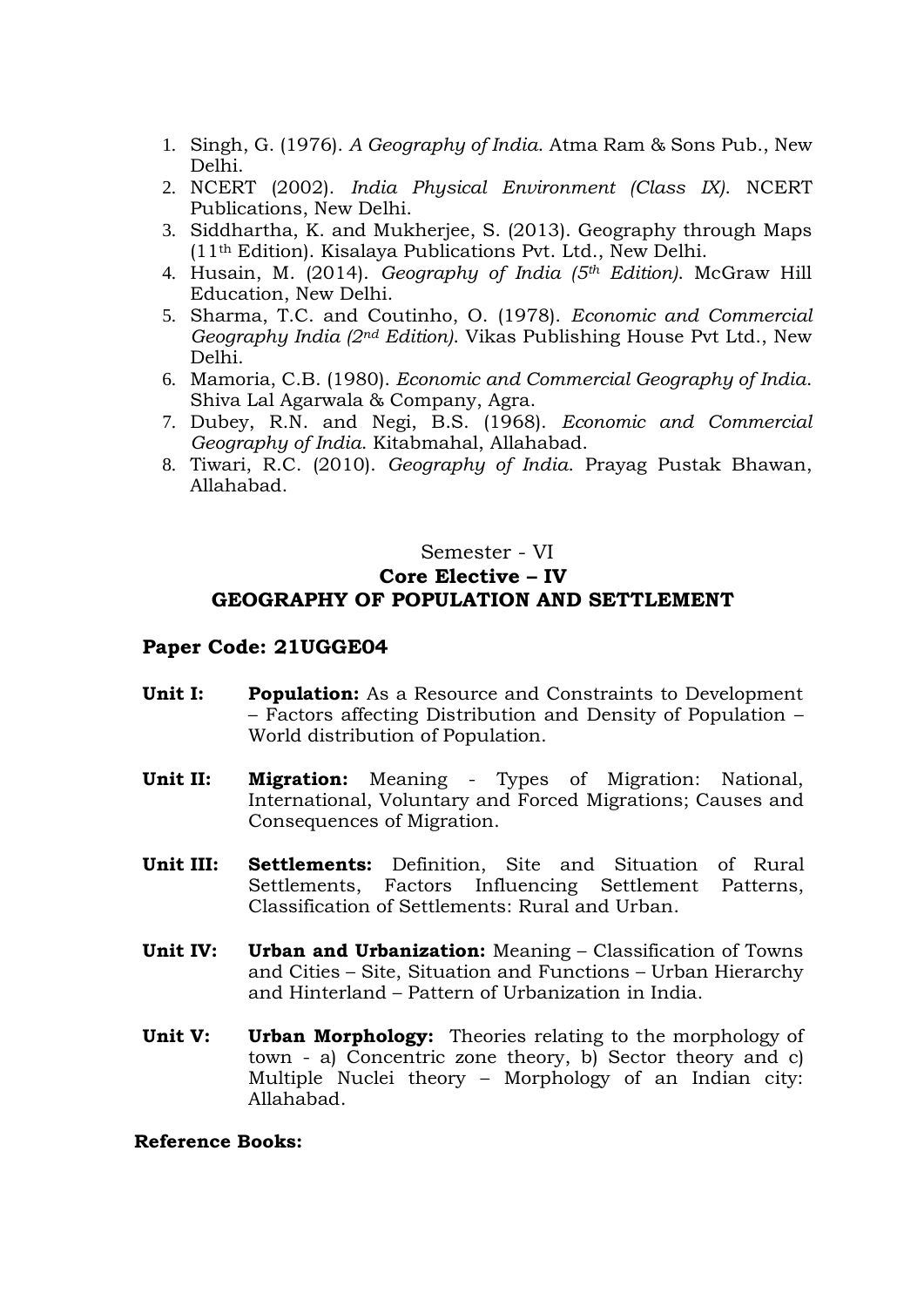1. Singh, G. (1976). *A Geography of India*. Atma Ram & Sons Pub., New Delhi.
2. NCERT (2002). *India Physical Environment (Class IX)*. NCERT Publications, New Delhi.
3. Siddhartha, K. and Mukherjee, S. (2013). Geography through Maps (11th Edition). Kisalaya Publications Pvt. Ltd., New Delhi.
4. Husain, M. (2014). *Geography of India (5th Edition)*. McGraw Hill Education, New Delhi.
5. Sharma, T.C. and Coutinho, O. (1978). *Economic and Commercial Geography India (2nd Edition)*. Vikas Publishing House Pvt Ltd., New Delhi.
6. Mamoria, C.B. (1980). *Economic and Commercial Geography of India*. Shiva Lal Agarwala & Company, Agra.
7. Dubey, R.N. and Negi, B.S. (1968). *Economic and Commercial Geography of India*. Kitabmahal, Allahabad.
8. Tiwari, R.C. (2010). *Geography of India*. Prayag Pustak Bhawan, Allahabad.

Semester - VI

**Core Elective – IV**

**GEOGRAPHY OF POPULATION AND SETTLEMENT**

**Paper Code: 21UGGE04**

**Unit I:** **Population:** As a Resource and Constraints to Development – Factors affecting Distribution and Density of Population – World distribution of Population.

**Unit II:** **Migration:** Meaning - Types of Migration: National, International, Voluntary and Forced Migrations; Causes and Consequences of Migration.

**Unit III:** **Settlements:** Definition, Site and Situation of Rural Settlements, Factors Influencing Settlement Patterns, Classification of Settlements: Rural and Urban.

**Unit IV:** **Urban and Urbanization:** Meaning – Classification of Towns and Cities – Site, Situation and Functions – Urban Hierarchy and Hinterland – Pattern of Urbanization in India.

**Unit V:** **Urban Morphology:** Theories relating to the morphology of town - a) Concentric zone theory, b) Sector theory and c) Multiple Nuclei theory – Morphology of an Indian city: Allahabad.

**Reference Books:**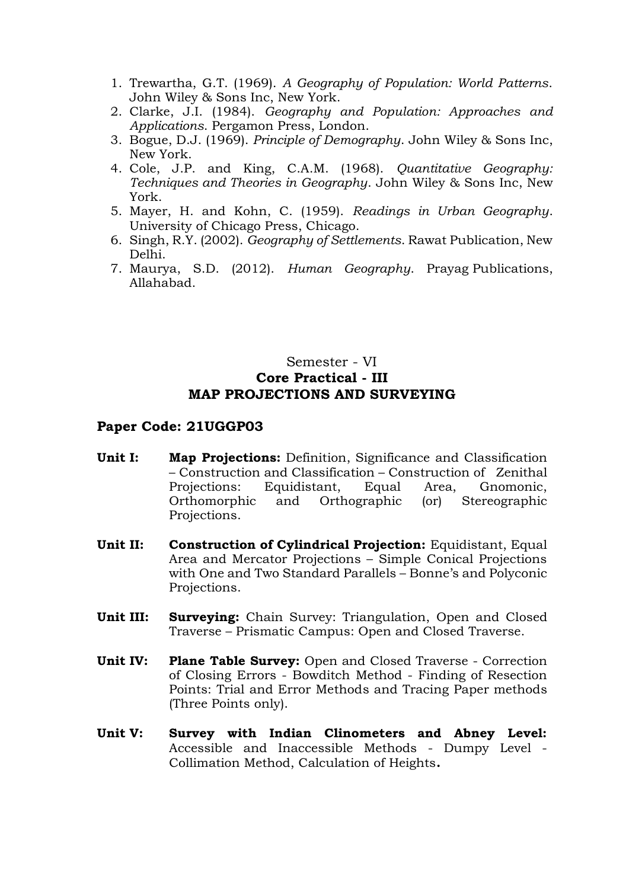1. Trewartha, G.T. (1969). *A Geography of Population: World Patterns*. John Wiley & Sons Inc, New York.
2. Clarke, J.I. (1984). *Geography and Population: Approaches and Applications*. Pergamon Press, London.
3. Bogue, D.J. (1969). *Principle of Demography*. John Wiley & Sons Inc, New York.
4. Cole, J.P. and King, C.A.M. (1968). *Quantitative Geography: Techniques and Theories in Geography*. John Wiley & Sons Inc, New York.
5. Mayer, H. and Kohn, C. (1959). *Readings in Urban Geography*. University of Chicago Press, Chicago.
6. Singh, R.Y. (2002). *Geography of Settlements*. Rawat Publication, New Delhi.
7. Maurya, S.D. (2012). *Human Geography*. Prayag Publications, Allahabad.

Semester - VI

## Core Practical - III
## MAP PROJECTIONS AND SURVEYING

**Paper Code: 21UGGP03**

**Unit I:** **Map Projections:** Definition, Significance and Classification – Construction and Classification – Construction of Zenithal Projections: Equidistant, Equal Area, Gnomonic, Orthomorphic and Orthographic (or) Stereographic Projections.

**Unit II:** **Construction of Cylindrical Projection:** Equidistant, Equal Area and Mercator Projections – Simple Conical Projections with One and Two Standard Parallels – Bonne's and Polyconic Projections.

**Unit III:** **Surveying:** Chain Survey: Triangulation, Open and Closed Traverse – Prismatic Campus: Open and Closed Traverse.

**Unit IV:** **Plane Table Survey:** Open and Closed Traverse - Correction of Closing Errors - Bowditch Method - Finding of Resection Points: Trial and Error Methods and Tracing Paper methods (Three Points only).

**Unit V:** **Survey with Indian Clinometers and Abney Level:** Accessible and Inaccessible Methods - Dumpy Level - Collimation Method, Calculation of Heights**.**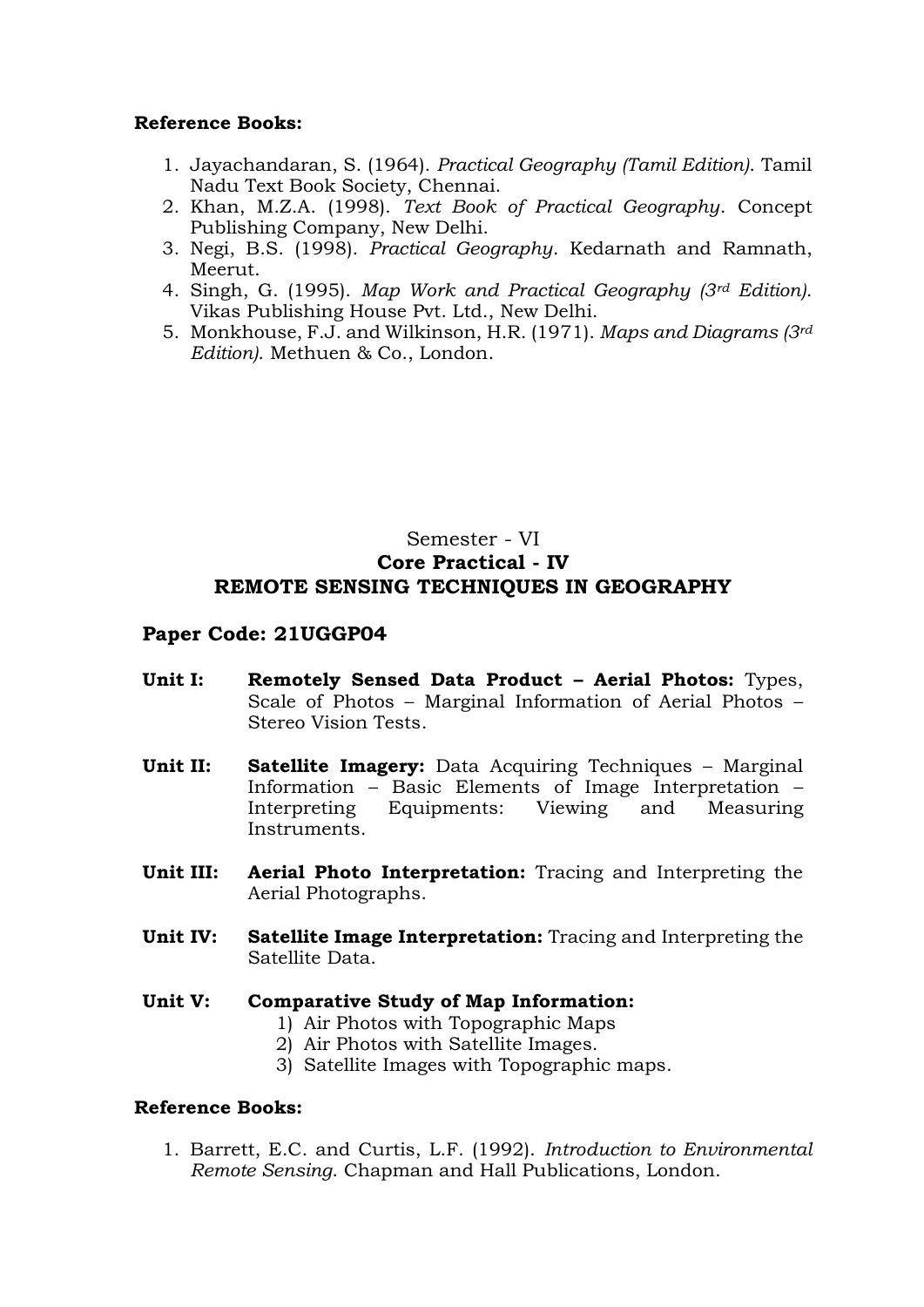**Reference Books:**

1. Jayachandaran, S. (1964). *Practical Geography (Tamil Edition)*. Tamil Nadu Text Book Society, Chennai.
2. Khan, M.Z.A. (1998). *Text Book of Practical Geography*. Concept Publishing Company, New Delhi.
3. Negi, B.S. (1998). *Practical Geography*. Kedarnath and Ramnath, Meerut.
4. Singh, G. (1995). *Map Work and Practical Geography (3rd Edition)*. Vikas Publishing House Pvt. Ltd., New Delhi.
5. Monkhouse, F.J. and Wilkinson, H.R. (1971). *Maps and Diagrams (3rd Edition)*. Methuen & Co., London.

Semester - VI

## Core Practical - IV
## REMOTE SENSING TECHNIQUES IN GEOGRAPHY

**Paper Code: 21UGGP04**

**Unit I:** **Remotely Sensed Data Product – Aerial Photos:** Types, Scale of Photos – Marginal Information of Aerial Photos – Stereo Vision Tests.

**Unit II:** **Satellite Imagery:** Data Acquiring Techniques – Marginal Information – Basic Elements of Image Interpretation – Interpreting Equipments: Viewing and Measuring Instruments.

**Unit III:** **Aerial Photo Interpretation:** Tracing and Interpreting the Aerial Photographs.

**Unit IV:** **Satellite Image Interpretation:** Tracing and Interpreting the Satellite Data.

**Unit V:** **Comparative Study of Map Information:**

1) Air Photos with Topographic Maps
2) Air Photos with Satellite Images.
3) Satellite Images with Topographic maps.

**Reference Books:**

1. Barrett, E.C. and Curtis, L.F. (1992). *Introduction to Environmental Remote Sensing*. Chapman and Hall Publications, London.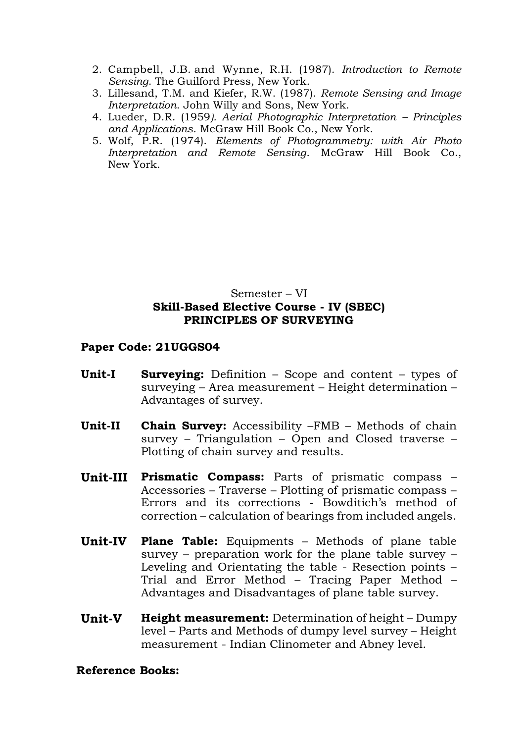2. Campbell, J.B. and Wynne, R.H. (1987). *Introduction to Remote Sensing*. The Guilford Press, New York.
3. Lillesand, T.M. and Kiefer, R.W. (1987). *Remote Sensing and Image Interpretation*. John Willy and Sons, New York.
4. Lueder, D.R. (1959*). Aerial Photographic Interpretation – Principles and Applications*. McGraw Hill Book Co., New York.
5. Wolf, P.R. (1974). *Elements of Photogrammetry: with Air Photo Interpretation and Remote Sensing*. McGraw Hill Book Co., New York.

Semester – VI

**Skill-Based Elective Course - IV (SBEC)**

**PRINCIPLES OF SURVEYING**

**Paper Code: 21UGGS04**

**Unit-I** **Surveying:** Definition – Scope and content – types of surveying – Area measurement – Height determination – Advantages of survey.

**Unit-II** **Chain Survey:** Accessibility –FMB – Methods of chain survey – Triangulation – Open and Closed traverse – Plotting of chain survey and results.

**Unit-III** **Prismatic Compass:** Parts of prismatic compass – Accessories – Traverse – Plotting of prismatic compass – Errors and its corrections - Bowditich's method of correction – calculation of bearings from included angels.

**Unit-IV** **Plane Table:** Equipments – Methods of plane table survey – preparation work for the plane table survey – Leveling and Orientating the table - Resection points – Trial and Error Method – Tracing Paper Method – Advantages and Disadvantages of plane table survey.

**Unit-V** **Height measurement:** Determination of height – Dumpy level – Parts and Methods of dumpy level survey – Height measurement - Indian Clinometer and Abney level.

**Reference Books:**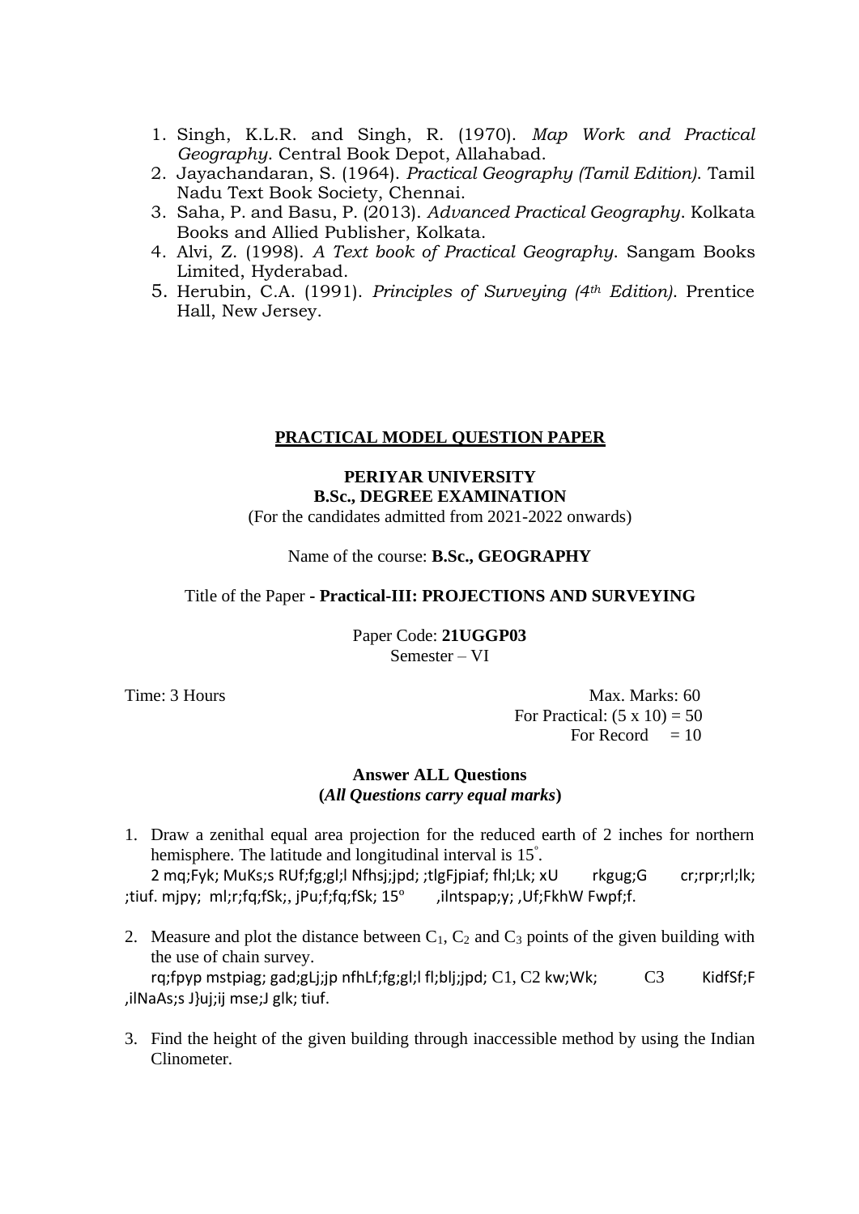1. Singh, K.L.R. and Singh, R. (1970). *Map Work and Practical Geography*. Central Book Depot, Allahabad.
2. Jayachandaran, S. (1964). *Practical Geography (Tamil Edition)*. Tamil Nadu Text Book Society, Chennai.
3. Saha, P. and Basu, P. (2013). *Advanced Practical Geography*. Kolkata Books and Allied Publisher, Kolkata.
4. Alvi, Z. (1998). *A Text book of Practical Geography*. Sangam Books Limited, Hyderabad.
5. Herubin, C.A. (1991). *Principles of Surveying (4th Edition)*. Prentice Hall, New Jersey.

## PRACTICAL MODEL QUESTION PAPER

**PERIYAR UNIVERSITY**
**B.Sc., DEGREE EXAMINATION**
(For the candidates admitted from 2021-2022 onwards)

Name of the course: **B.Sc., GEOGRAPHY**

Title of the Paper **- Practical-III: PROJECTIONS AND SURVEYING**

Paper Code: **21UGGP03**
Semester – VI

Time: 3 Hours

Max. Marks: 60
For Practical: (5 x 10) = 50
For Record = 10

**Answer ALL Questions**
**(*All Questions carry equal marks*)**

1. Draw a zenithal equal area projection for the reduced earth of 2 inches for northern hemisphere. The latitude and longitudinal interval is 15°.
   2 mq;Fyk; MuKs;s RUf;fg;gl;l Nfhsj;jpd; ;tlgFjpiaf; fhl;Lk; xU rkgug;G cr;rpr;rl;lk; ;tiuf. mjpy; ml;r;fq;fSk;, jPu;f;fq;fSk; 15° ,ilntspap;y; ,Uf;FkhW Fwpf;f.

2. Measure and plot the distance between $C_1$, $C_2$ and $C_3$ points of the given building with the use of chain survey.
   rq;fpyp mstpiag; gad;gLj;jp nfhLf;fg;gl;l fl;blj;jpd; C1, C2 kw;Wk; C3 KidfSf;F ,ilNaAs;s J}uj;ij mse;J glk; tiuf.

3. Find the height of the given building through inaccessible method by using the Indian Clinometer.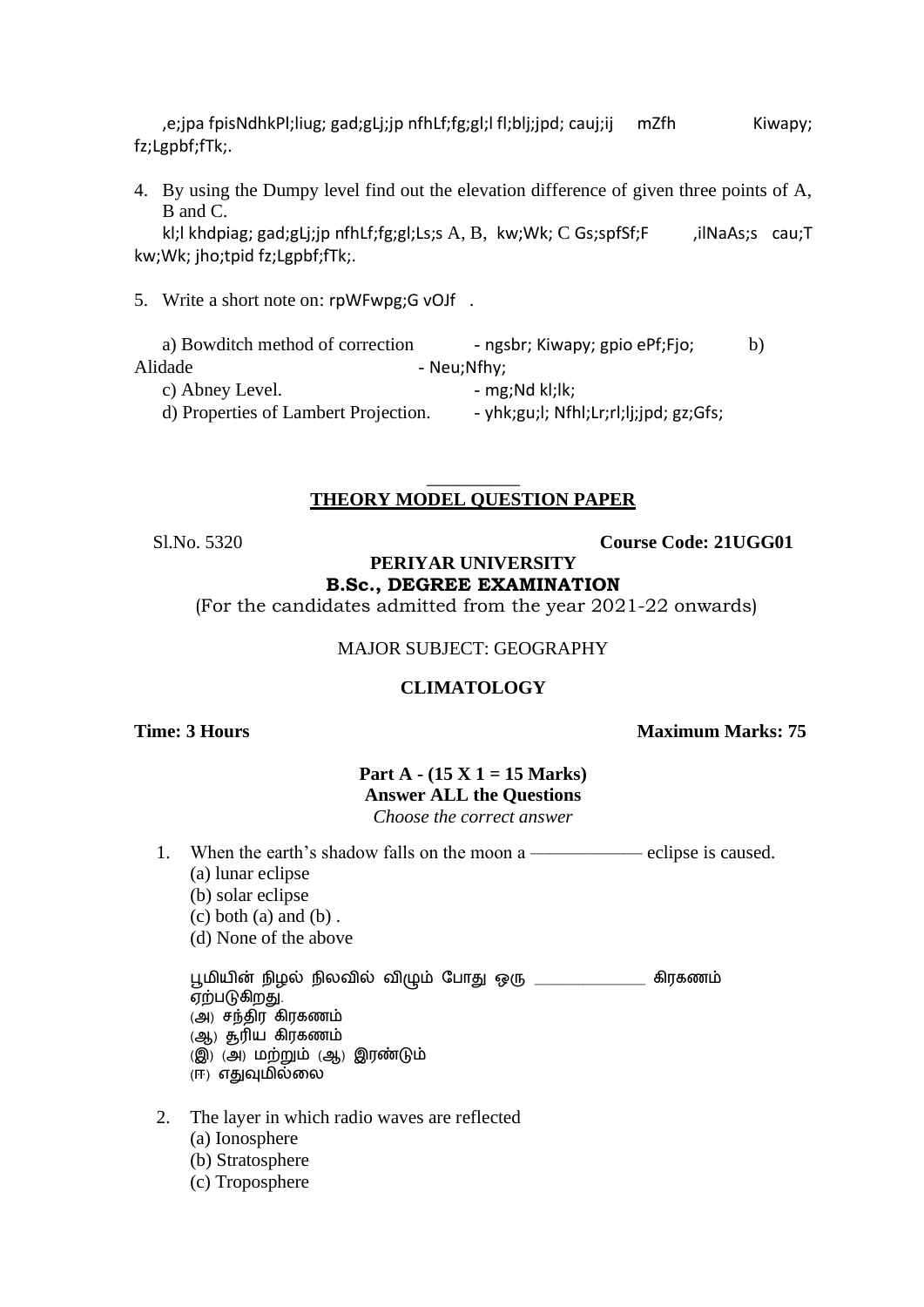,e;jpa fpisNdhkPl;liug; gad;gLj;jp nfhLf;fg;gl;l fl;blj;jpd; cauj;ij mZfh Kiwapy; fz;Lgpbf;fTk;.

4. By using the Dumpy level find out the elevation difference of given three points of A, B and C.

   kl;l khdpiag; gad;gLj;jp nfhLf;fg;gl;Ls;s A, B, kw;Wk; C Gs;spfSf;F ,ilNaAs;s cau;T kw;Wk; jho;tpid fz;Lgpbf;fTk;.

5. Write a short note on: rpWFwpg;G vOJf .

   a) Bowditch method of correction - ngsbr; Kiwapy; gpio ePf;Fjo;
   b) Alidade - Neu;Nfhy;
   c) Abney Level. - mg;Nd kl;lk;
   d) Properties of Lambert Projection. - yhk;gu;l; Nfhl;Lr;rl;lj;jpd; gz;Gfs;

__________

## THEORY MODEL QUESTION PAPER

Sl.No. 5320 **Course Code: 21UGG01**

**PERIYAR UNIVERSITY**

**B.Sc., DEGREE EXAMINATION**

(For the candidates admitted from the year 2021-22 onwards)

MAJOR SUBJECT: GEOGRAPHY

**CLIMATOLOGY**

**Time: 3 Hours** **Maximum Marks: 75**

**Part A - (15 X 1 = 15 Marks)**

**Answer ALL the Questions**

*Choose the correct answer*

1. When the earth's shadow falls on the moon a ———— eclipse is caused.
   (a) lunar eclipse
   (b) solar eclipse
   (c) both (a) and (b) .
   (d) None of the above

   பூமியின் நிழல் நிலவில் விழும் போது ஒரு ____________ கிரகணம் ஏற்படுகிறது.
   (அ) சந்திர கிரகணம்
   (ஆ) சூரிய கிரகணம்
   (இ) (அ) மற்றும் (ஆ) இரண்டும்
   (ஈ) எதுவுமில்லை

2. The layer in which radio waves are reflected
   (a) Ionosphere
   (b) Stratosphere
   (c) Troposphere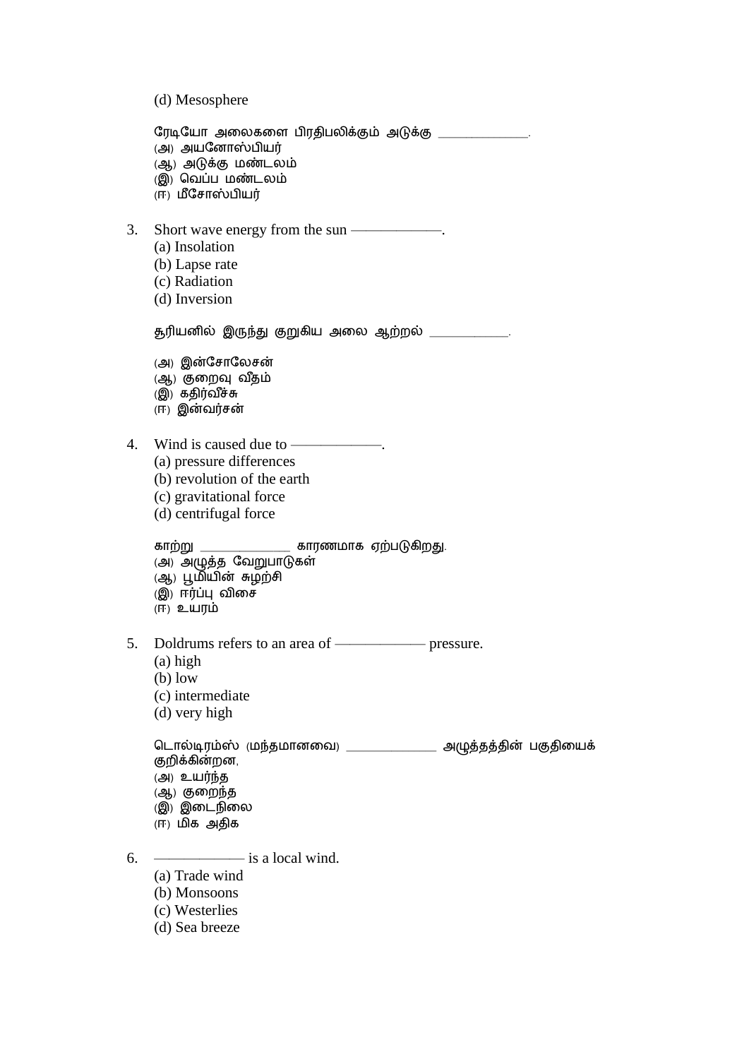(d) Mesosphere

ரேடியோ அலைகளை பிரதிபலிக்கும் அடுக்கு ____________.

(அ) அயனோஸ்பியர்
(ஆ) அடுக்கு மண்டலம்
(இ) வெப்ப மண்டலம்
(ஈ) மீசோஸ்பியர்

3. Short wave energy from the sun ————————.
   (a) Insolation
   (b) Lapse rate
   (c) Radiation
   (d) Inversion

   சூரியனில் இருந்து குறுகிய அலை ஆற்றல் __________.

   (அ) இன்சோலேசன்
   (ஆ) குறைவு வீதம்
   (இ) கதிர்வீச்சு
   (ஈ) இன்வர்சன்

4. Wind is caused due to ————————.
   (a) pressure differences
   (b) revolution of the earth
   (c) gravitational force
   (d) centrifugal force

   காற்று ____________ காரணமாக ஏற்படுகிறது.
   (அ) அழுத்த வேறுபாடுகள்
   (ஆ) பூமியின் சுழற்சி
   (இ) ஈர்ப்பு விசை
   (ஈ) உயரம்

5. Doldrums refers to an area of ———————— pressure.
   (a) high
   (b) low
   (c) intermediate
   (d) very high

   டொல்டிரம்ஸ் (மந்தமானவை) ____________ அழுத்தத்தின் பகுதியைக் குறிக்கின்றன,
   (அ) உயர்ந்த
   (ஆ) குறைந்த
   (இ) இடைநிலை
   (ஈ) மிக அதிக

6. ———————— is a local wind.
   (a) Trade wind
   (b) Monsoons
   (c) Westerlies
   (d) Sea breeze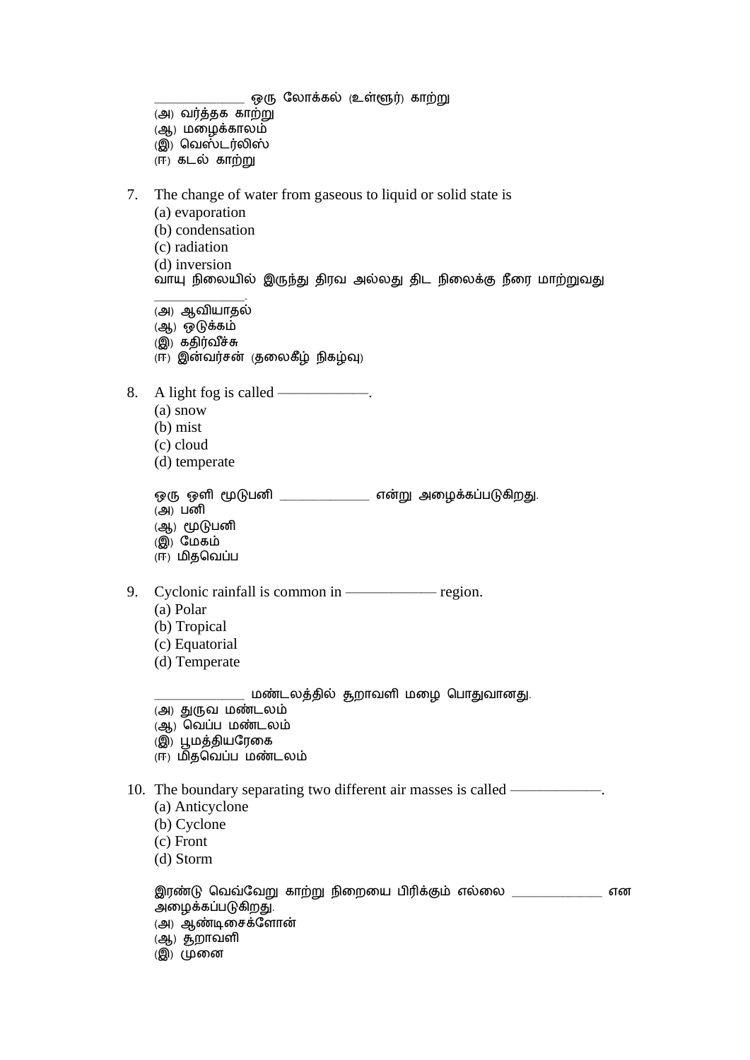____________ ஒரு லோக்கல் (உள்ளூர்) காற்று

(அ) வர்த்தக காற்று
(ஆ) மழைக்காலம்
(இ) வெஸ்டர்லிஸ்
(ஈ) கடல் காற்று

7. The change of water from gaseous to liquid or solid state is
   (a) evaporation
   (b) condensation
   (c) radiation
   (d) inversion

   வாயு நிலையில் இருந்து திரவ அல்லது திட நிலைக்கு நீரை மாற்றுவது ____________.
   (அ) ஆவியாதல்
   (ஆ) ஒடுக்கம்
   (இ) கதிர்வீச்சு
   (ஈ) இன்வர்சன் (தலைகீழ் நிகழ்வு)

8. A light fog is called ————————.
   (a) snow
   (b) mist
   (c) cloud
   (d) temperate

   ஒரு ஒளி மூடுபனி ____________ என்று அழைக்கப்படுகிறது.
   (அ) பனி
   (ஆ) மூடுபனி
   (இ) மேகம்
   (ஈ) மிதவெப்ப

9. Cyclonic rainfall is common in ———————— region.
   (a) Polar
   (b) Tropical
   (c) Equatorial
   (d) Temperate

   ____________ மண்டலத்தில் சூறாவளி மழை பொதுவானது.
   (அ) துருவ மண்டலம்
   (ஆ) வெப்ப மண்டலம்
   (இ) பூமத்தியரேகை
   (ஈ) மிதவெப்ப மண்டலம்

10. The boundary separating two different air masses is called ————————.
    (a) Anticyclone
    (b) Cyclone
    (c) Front
    (d) Storm

    இரண்டு வெவ்வேறு காற்று நிறையை பிரிக்கும் எல்லை ____________ என அழைக்கப்படுகிறது.
    (அ) ஆண்டிசைக்ளோன்
    (ஆ) சூறாவளி
    (இ) முனை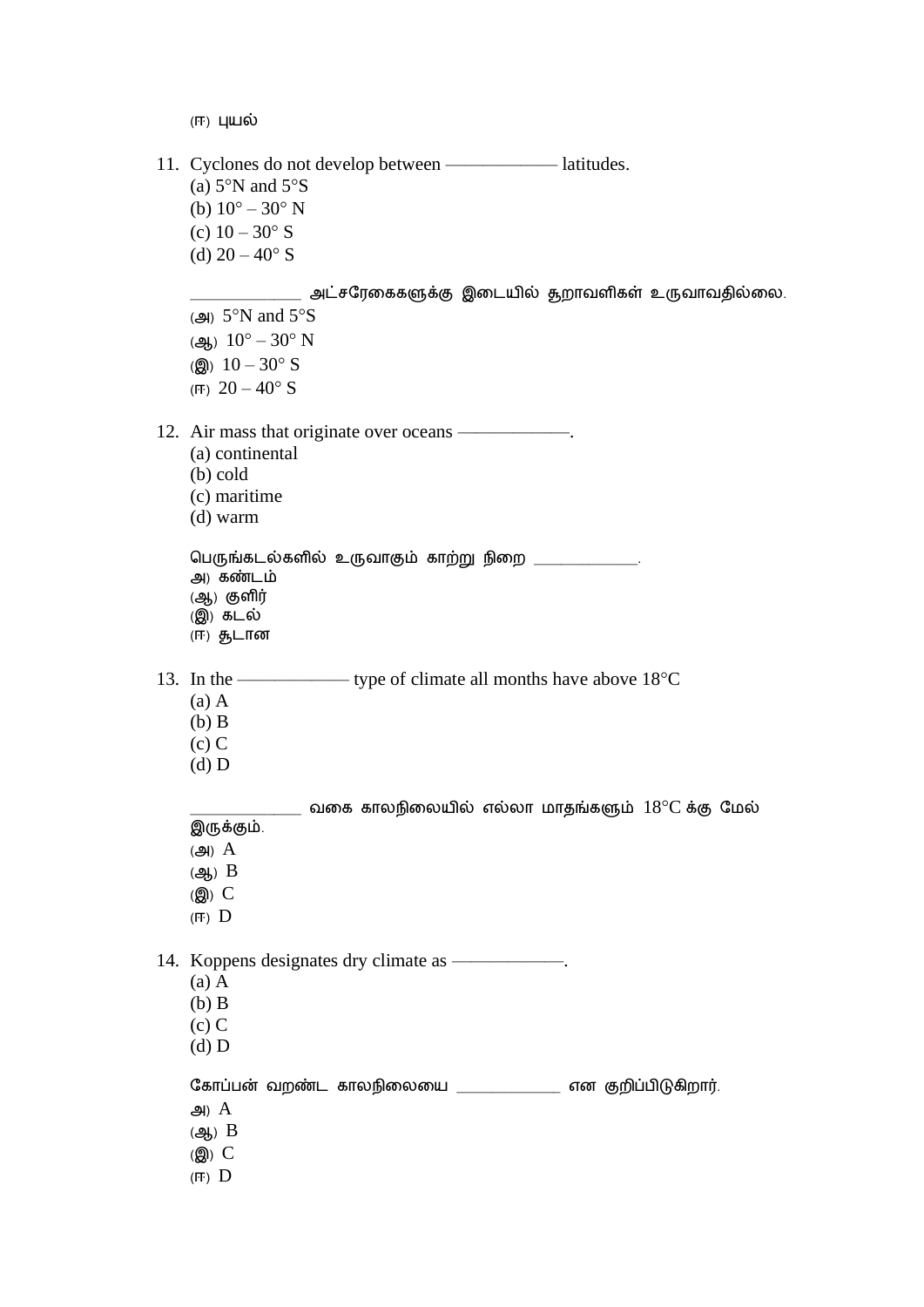(ஈ) புயல்

11. Cyclones do not develop between ———— latitudes.
    (a) 5°N and 5°S
    (b) 10° – 30° N
    (c) 10 – 30° S
    (d) 20 – 40° S

    ____________ அட்சரேகைகளுக்கு இடையில் சூறாவளிகள் உருவாவதில்லை.
    (அ) 5°N and 5°S
    (ஆ) 10° – 30° N
    (இ) 10 – 30° S
    (ஈ) 20 – 40° S

12. Air mass that originate over oceans ————.
    (a) continental
    (b) cold
    (c) maritime
    (d) warm

    பெருங்கடல்களில் உருவாகும் காற்று நிறை ____________.
    அ) கண்டம்
    (ஆ) குளிர்
    (இ) கடல்
    (ஈ) சூடான

13. In the ———— type of climate all months have above 18°C
    (a) A
    (b) B
    (c) C
    (d) D

    ____________ வகை காலநிலையில் எல்லா மாதங்களும் 18°C க்கு மேல் இருக்கும்.
    (அ) A
    (ஆ) B
    (இ) C
    (ஈ) D

14. Koppens designates dry climate as ————.
    (a) A
    (b) B
    (c) C
    (d) D

    கோப்பன் வறண்ட காலநிலையை ____________ என குறிப்பிடுகிறார்.
    அ) A
    (ஆ) B
    (இ) C
    (ஈ) D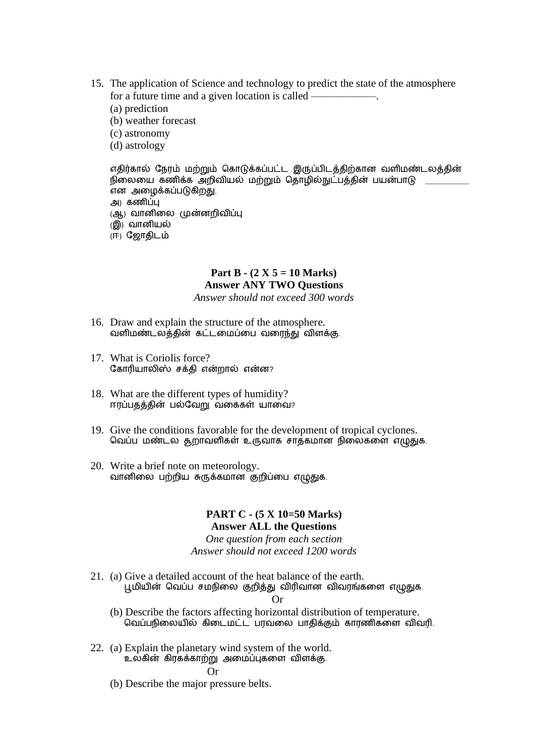15. The application of Science and technology to predict the state of the atmosphere for a future time and a given location is called ——————.
    (a) prediction
    (b) weather forecast
    (c) astronomy
    (d) astrology

    எதிர்கால் நேரம் மற்றும் கொடுக்கப்பட்ட இருப்பிடத்திற்கான வளிமண்டலத்தின் நிலையை கணிக்க அறிவியல் மற்றும் தொழில்நுட்பத்தின் பயன்பாடு ________ என அழைக்கப்படுகிறது.
    அ) கணிப்பு
    (ஆ) வானிலை முன்னறிவிப்பு
    (இ) வானியல்
    (ஈ) ஜோதிடம்

**Part B - (2 X 5 = 10 Marks)**
**Answer ANY TWO Questions**
*Answer should not exceed 300 words*

16. Draw and explain the structure of the atmosphere.
    வளிமண்டலத்தின் கட்டமைப்பை வரைந்து விளக்கு.

17. What is Coriolis force?
    கோரியாலிஸ் சக்தி என்றால் என்ன?

18. What are the different types of humidity?
    ஈரப்பதத்தின் பல்வேறு வகைகள் யாவை?

19. Give the conditions favorable for the development of tropical cyclones.
    வெப்ப மண்டல சூறாவளிகள் உருவாக சாதகமான நிலைகளை எழுதுக.

20. Write a brief note on meteorology.
    வானிலை பற்றிய சுருக்கமான குறிப்பை எழுதுக.

**PART C - (5 X 10=50 Marks)**
**Answer ALL the Questions**
*One question from each section*
*Answer should not exceed 1200 words*

21. (a) Give a detailed account of the heat balance of the earth.
    பூமியின் வெப்ப சமநிலை குறித்து விரிவான விவரங்களை எழுதுக.

    Or

    (b) Describe the factors affecting horizontal distribution of temperature.
    வெப்பநிலையில் கிடைமட்ட பரவலை பாதிக்கும் காரணிகளை விவரி.

22. (a) Explain the planetary wind system of the world.
    உலகின் கிரகக்காற்று அமைப்புகளை விளக்கு.

    Or

    (b) Describe the major pressure belts.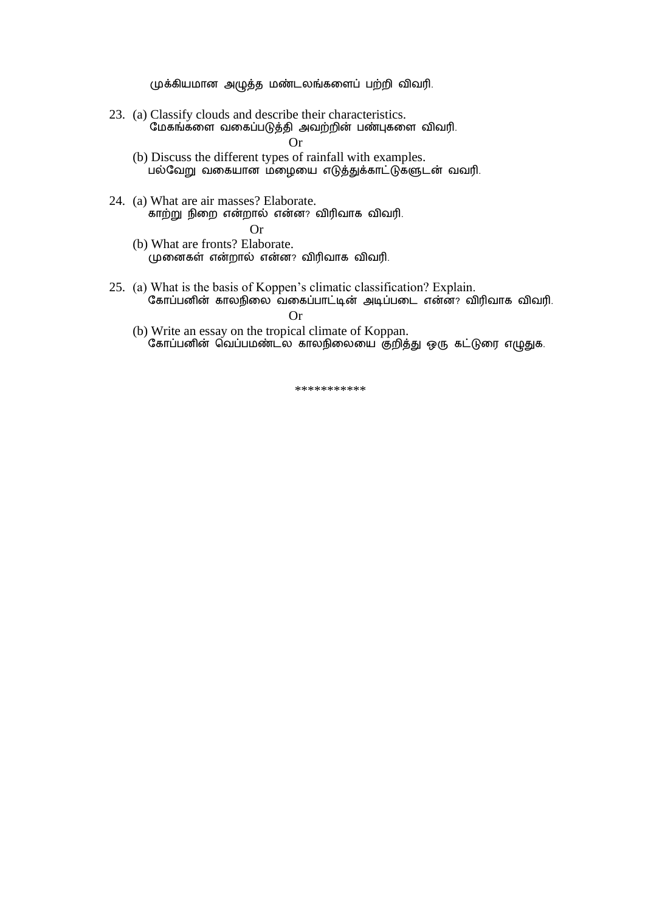முக்கியமான அழுத்த மண்டலங்களைப் பற்றி விவரி.

23. (a) Classify clouds and describe their characteristics.
    மேகங்களை வகைப்படுத்தி அவற்றின் பண்புகளை விவரி.

    Or

    (b) Discuss the different types of rainfall with examples.
    பல்வேறு வகையான மழையை எடுத்துக்காட்டுகளுடன் வவரி.

24. (a) What are air masses? Elaborate.
    காற்று நிறை என்றால் என்ன? விரிவாக விவரி.

    Or

    (b) What are fronts? Elaborate.
    முனைகள் என்றால் என்ன? விரிவாக விவரி.

25. (a) What is the basis of Koppen's climatic classification? Explain.
    கோப்பனின் காலநிலை வகைப்பாட்டின் அடிப்படை என்ன? விரிவாக விவரி.

    Or

    (b) Write an essay on the tropical climate of Koppan.
    கோப்பனின் வெப்பமண்டல காலநிலையை குறித்து ஒரு கட்டுரை எழுதுக.

***********